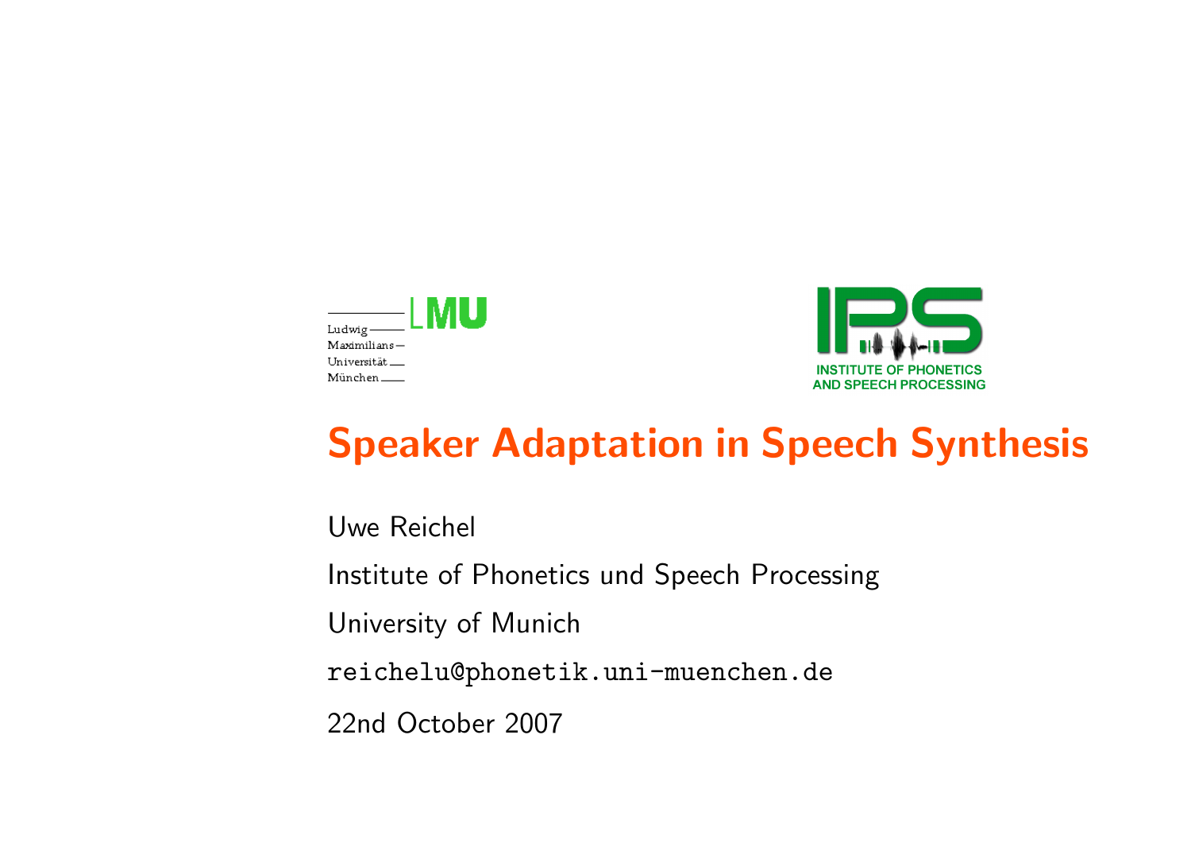# Speaker Adaptation in Speech Synthesis

Uwe Reichel

Institute of Phonetics und Speech Processing

University of Munich

reichelu@phonetik.uni-muenchen.de

22nd October 2007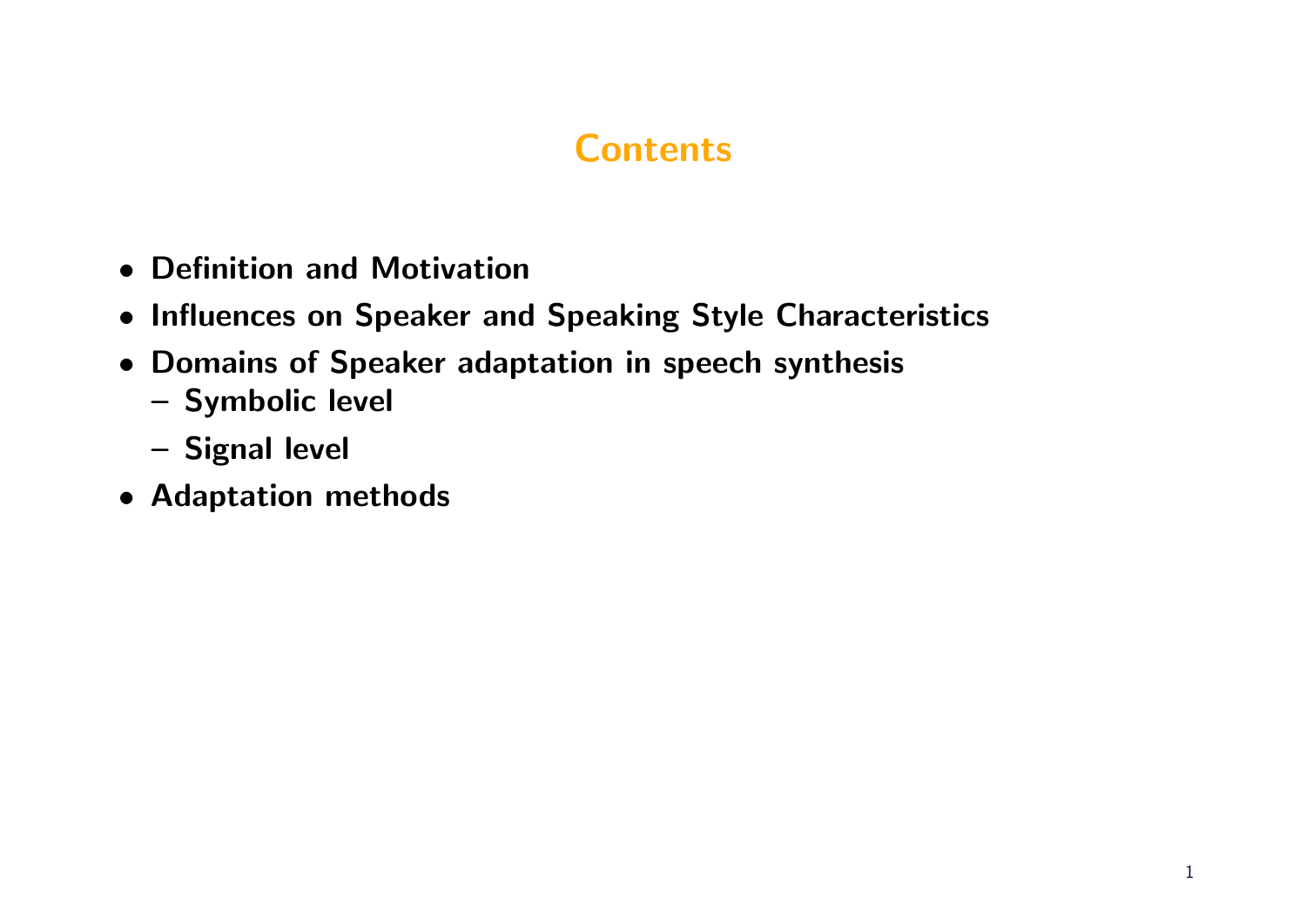# Contents

- **Definition and Motivation**
- **Influences on Speaker and Speaking Style Characteristics**
- **Domains of Speaker adaptation in speech synthesis**
  - **Symbolic level**
  - **Signal level**
- **Adaptation methods**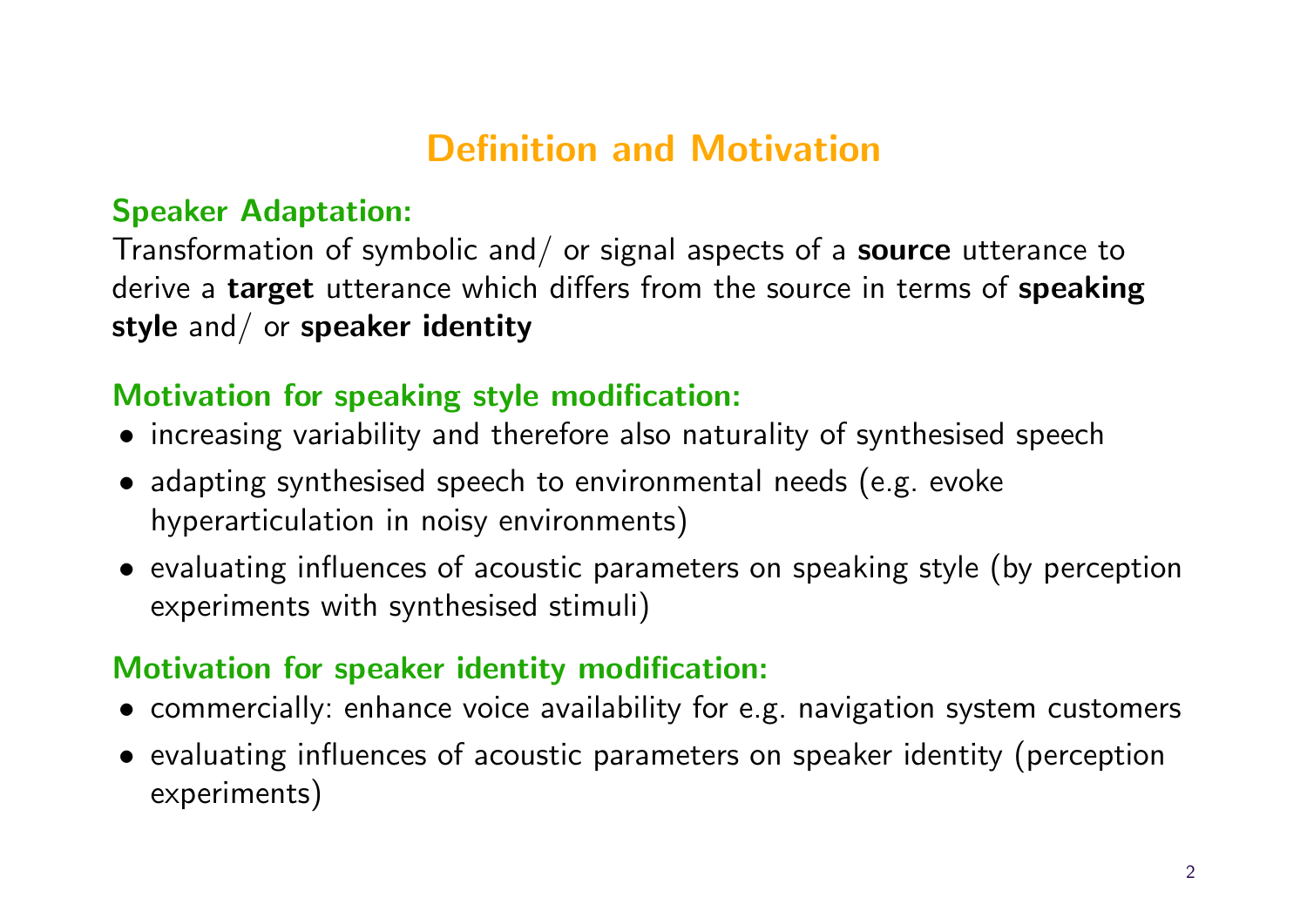# Definition and Motivation

## Speaker Adaptation:

Transformation of symbolic and/ or signal aspects of a **source** utterance to derive a **target** utterance which differs from the source in terms of **speaking style** and/ or **speaker identity**

## Motivation for speaking style modification:

- increasing variability and therefore also naturality of synthesised speech
- adapting synthesised speech to environmental needs (e.g. evoke hyperarticulation in noisy environments)
- evaluating influences of acoustic parameters on speaking style (by perception experiments with synthesised stimuli)

## Motivation for speaker identity modification:

- commercially: enhance voice availability for e.g. navigation system customers
- evaluating influences of acoustic parameters on speaker identity (perception experiments)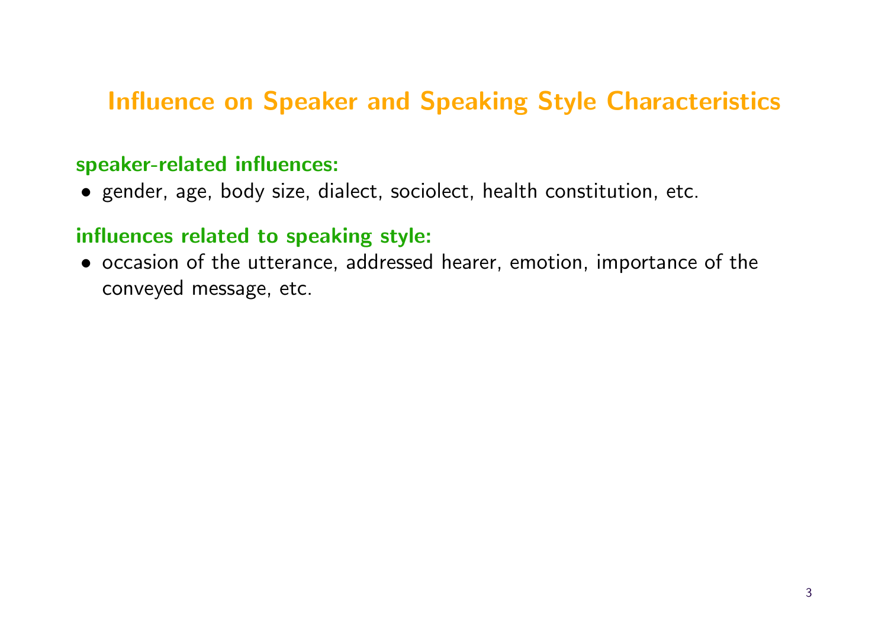## Influence on Speaker and Speaking Style Characteristics

**speaker-related influences:**

- gender, age, body size, dialect, sociolect, health constitution, etc.

**influences related to speaking style:**

- occasion of the utterance, addressed hearer, emotion, importance of the conveyed message, etc.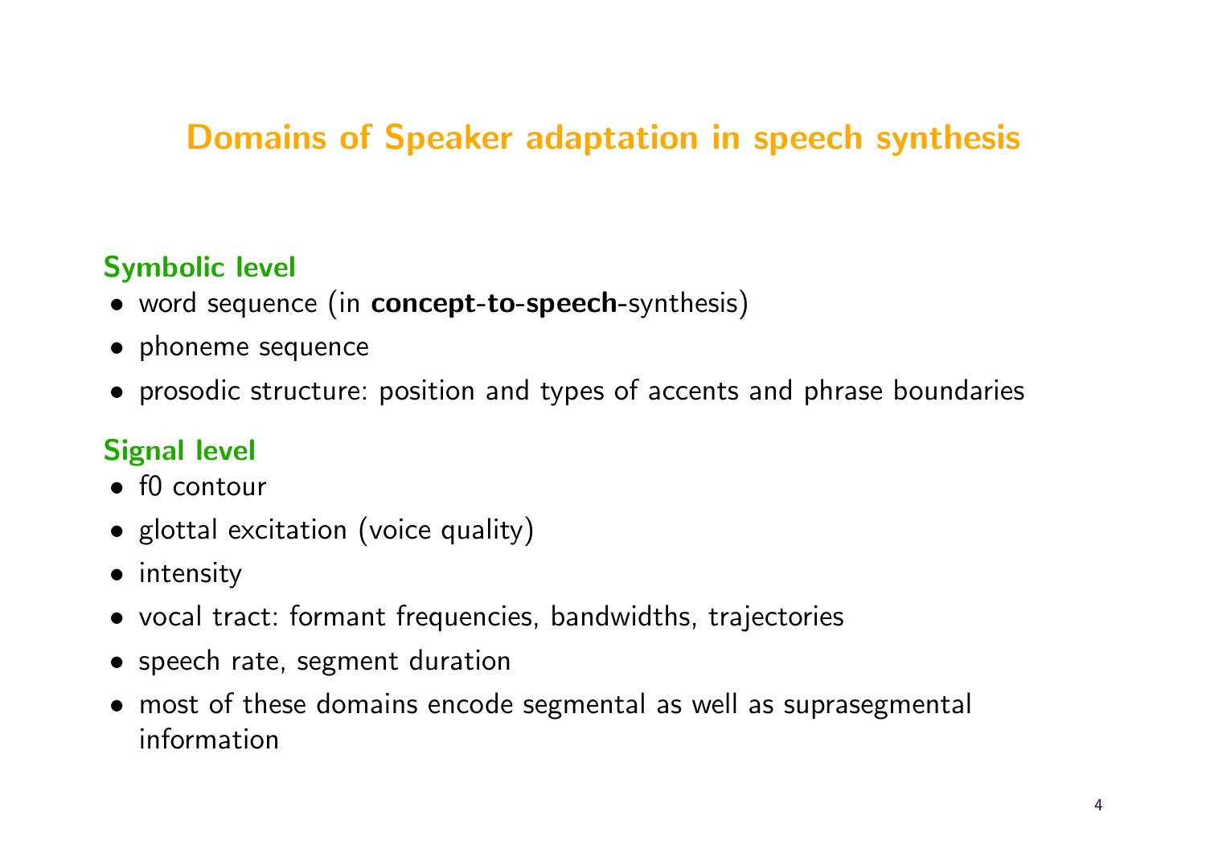# Domains of Speaker adaptation in speech synthesis

### Symbolic level

- word sequence (in **concept-to-speech**-synthesis)
- phoneme sequence
- prosodic structure: position and types of accents and phrase boundaries

### Signal level

- f0 contour
- glottal excitation (voice quality)
- intensity
- vocal tract: formant frequencies, bandwidths, trajectories
- speech rate, segment duration
- most of these domains encode segmental as well as suprasegmental information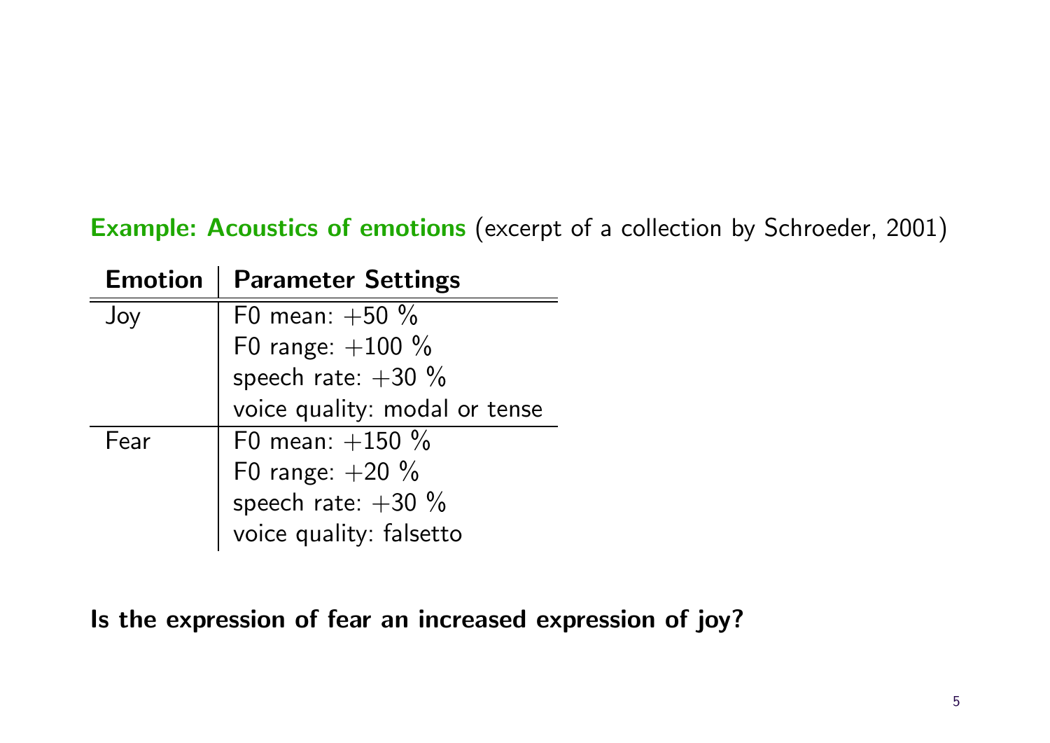**Example: Acoustics of emotions** (excerpt of a collection by Schroeder, 2001)

| Emotion | Parameter Settings |
|---|---|
| Joy | F0 mean: +50 % |
| | F0 range: +100 % |
| | speech rate: +30 % |
| | voice quality: modal or tense |
| Fear | F0 mean: +150 % |
| | F0 range: +20 % |
| | speech rate: +30 % |
| | voice quality: falsetto |

**Is the expression of fear an increased expression of joy?**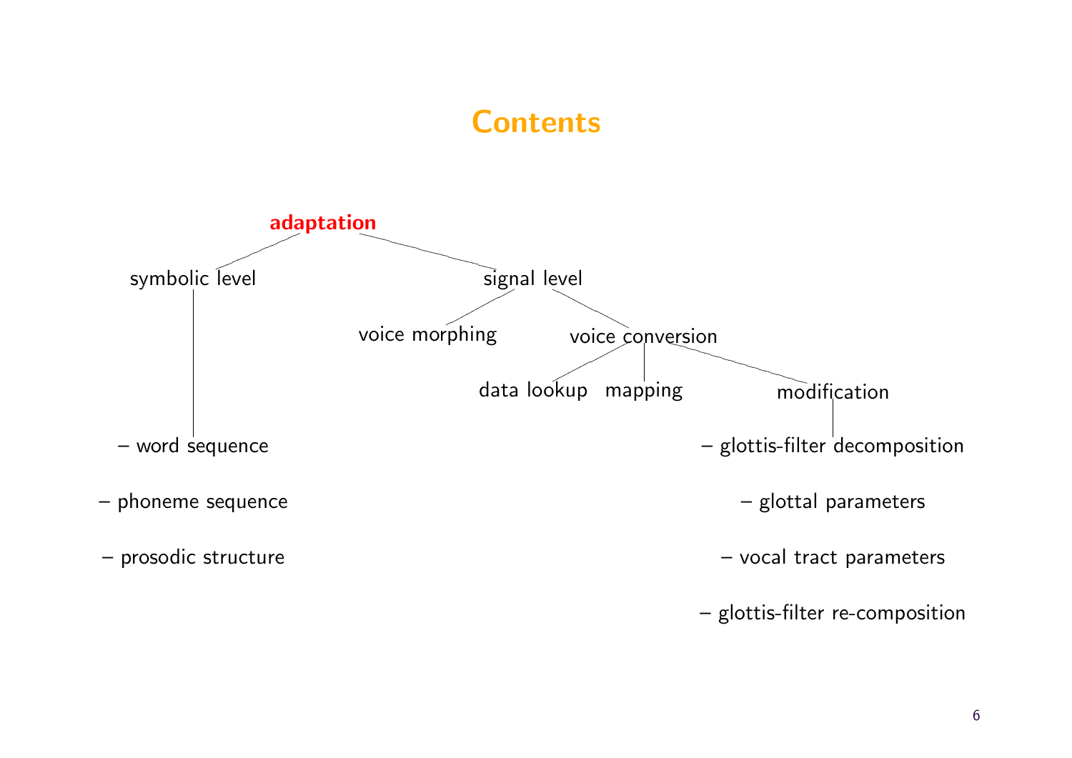# Contents

- **adaptation**
  - symbolic level
    - word sequence
    - phoneme sequence
    - prosodic structure
  - signal level
    - voice morphing
    - voice conversion
      - data lookup
      - mapping
      - modification
        - glottis-filter decomposition
        - glottal parameters
        - vocal tract parameters
        - glottis-filter re-composition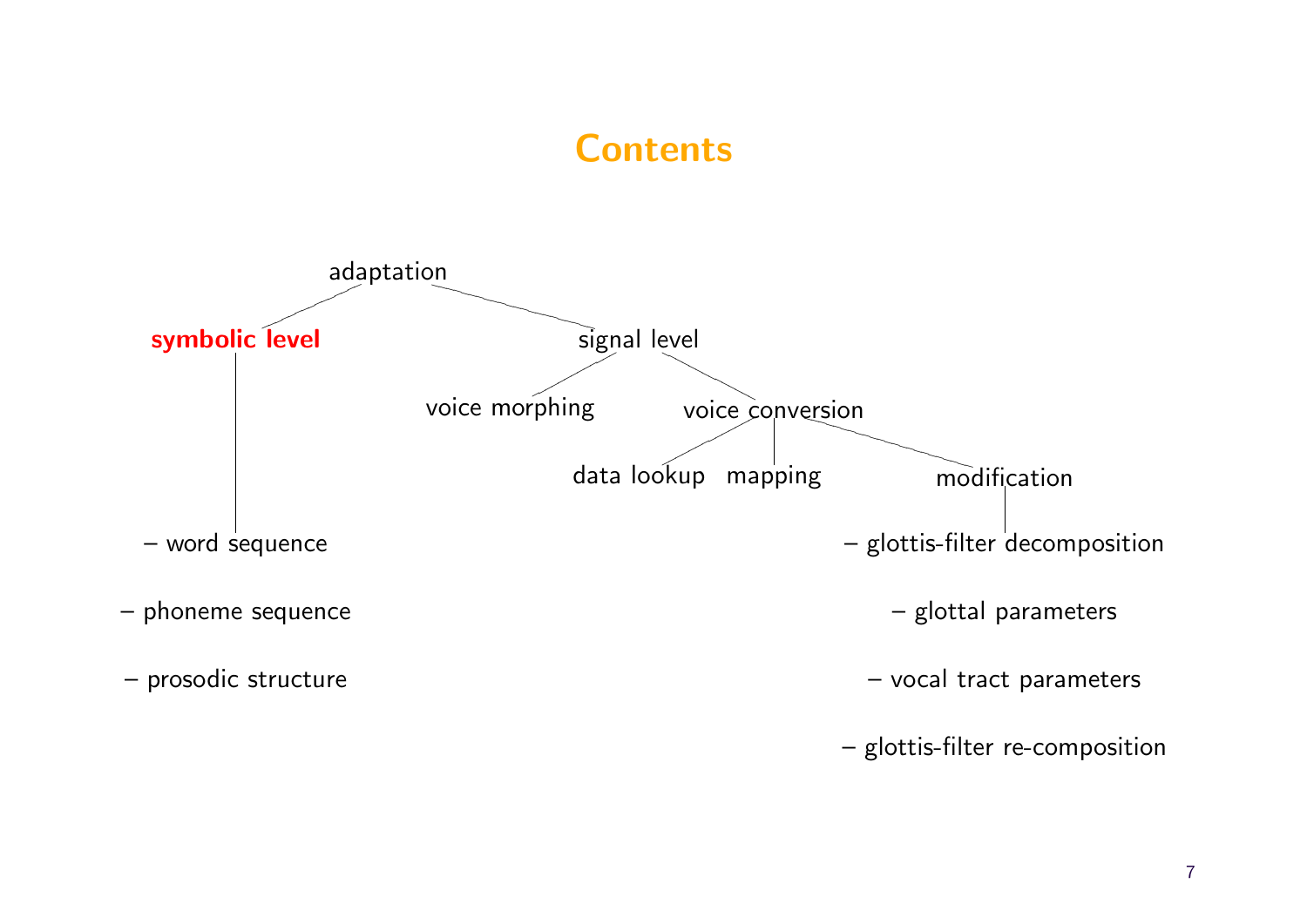# Contents

- adaptation
  - **symbolic level**
    - – word sequence
    - – phoneme sequence
    - – prosodic structure
  - signal level
    - voice morphing
    - voice conversion
      - data lookup
      - mapping
      - modification
        - – glottis-filter decomposition
        - – glottal parameters
        - – vocal tract parameters
        - – glottis-filter re-composition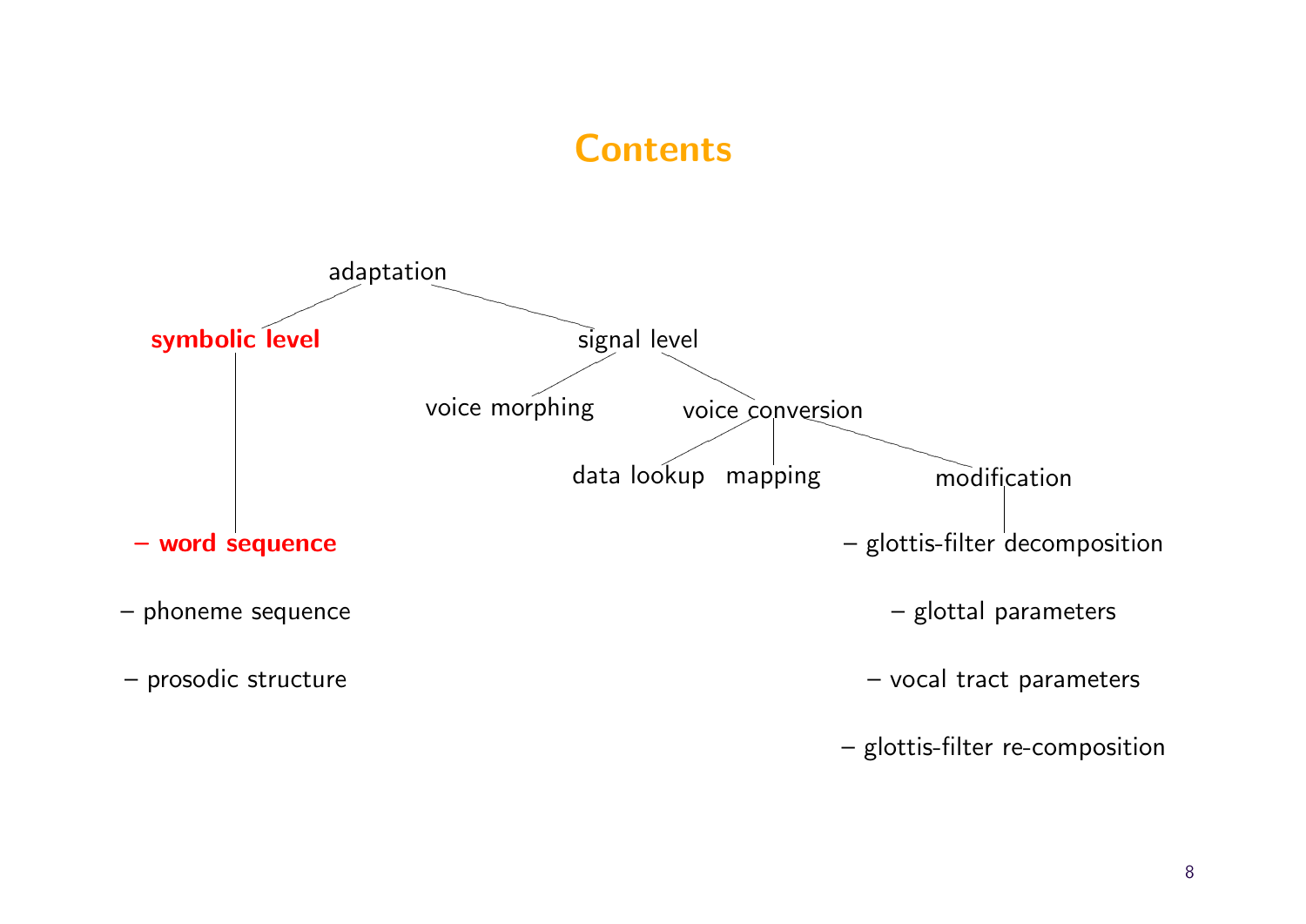# Contents

- adaptation
  - **symbolic level**
    - **– word sequence**
    - – phoneme sequence
    - – prosodic structure
  - signal level
    - voice morphing
    - voice conversion
      - data lookup
      - mapping
      - modification
        - – glottis-filter decomposition
        - – glottal parameters
        - – vocal tract parameters
        - – glottis-filter re-composition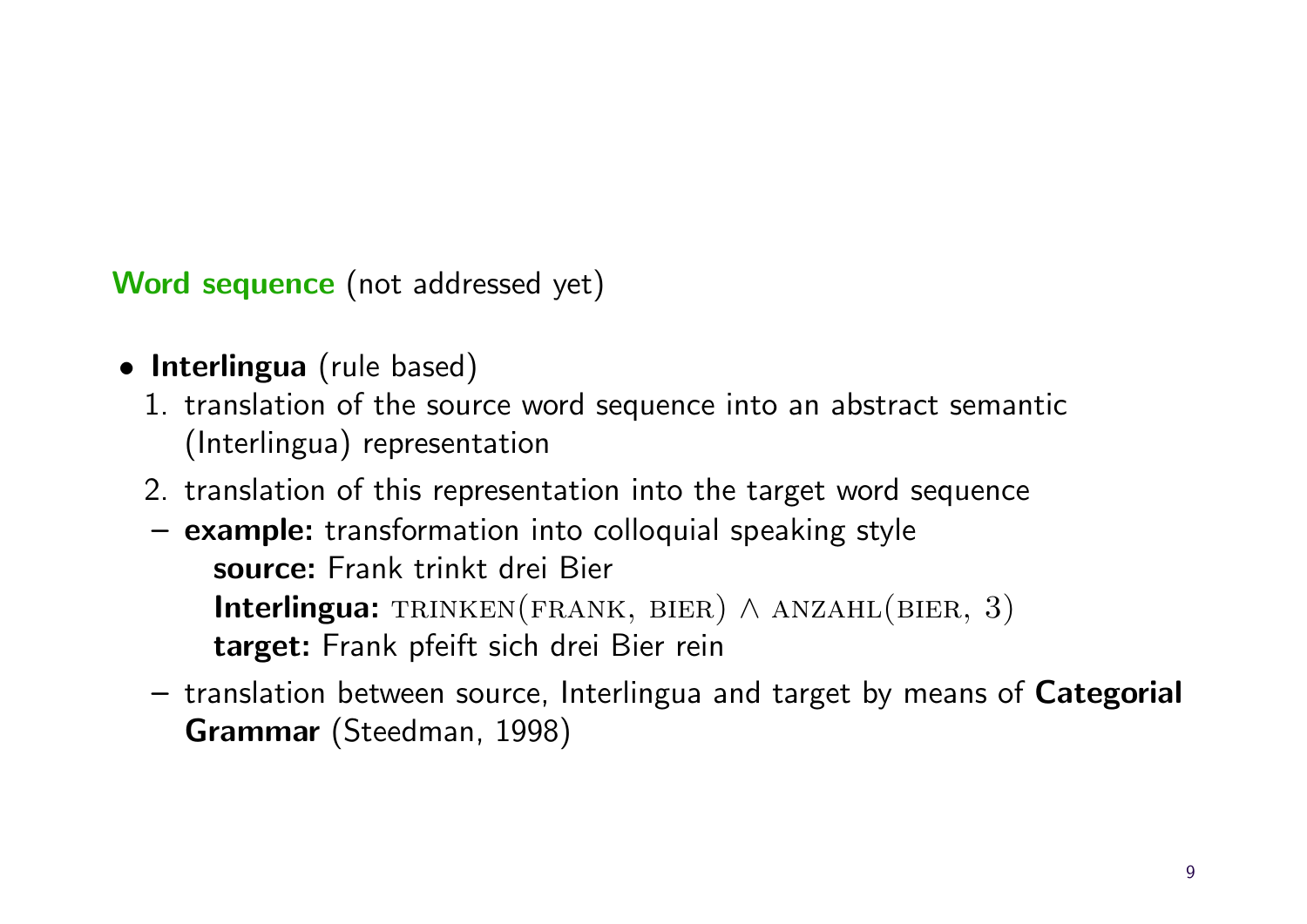**Word sequence** (not addressed yet)

- **Interlingua** (rule based)
  1. translation of the source word sequence into an abstract semantic (Interlingua) representation
  2. translation of this representation into the target word sequence
  - **example:** transformation into colloquial speaking style
    **source:** Frank trinkt drei Bier
    **Interlingua:** $\text{TRINKEN}(\text{FRANK}, \text{BIER}) \land \text{ANZAHL}(\text{BIER}, 3)$
    **target:** Frank pfeift sich drei Bier rein
  - translation between source, Interlingua and target by means of **Categorial Grammar** (Steedman, 1998)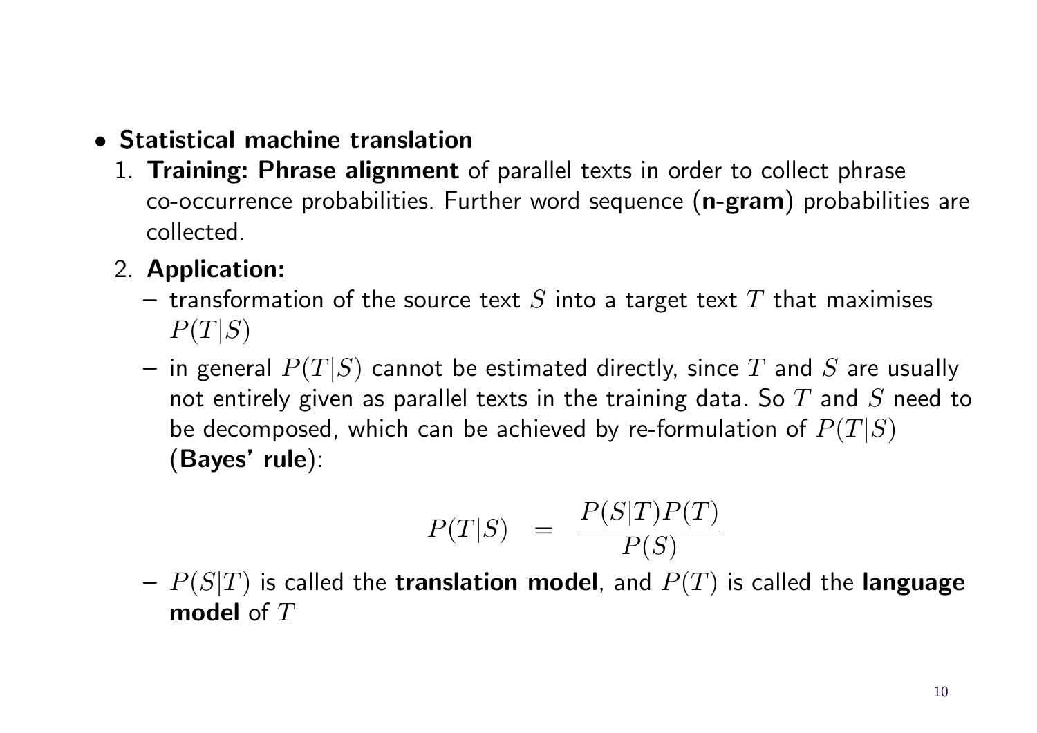- **Statistical machine translation**
  1. **Training: Phrase alignment** of parallel texts in order to collect phrase co-occurrence probabilities. Further word sequence (**n-gram**) probabilities are collected.
  2. **Application:**
     - transformation of the source text $S$ into a target text $T$ that maximises $P(T|S)$
     - in general $P(T|S)$ cannot be estimated directly, since $T$ and $S$ are usually not entirely given as parallel texts in the training data. So $T$ and $S$ need to be decomposed, which can be achieved by re-formulation of $P(T|S)$ (**Bayes' rule**):

$$P(T|S) = \frac{P(S|T)P(T)}{P(S)}$$

     - $P(S|T)$ is called the **translation model**, and $P(T)$ is called the **language model** of $T$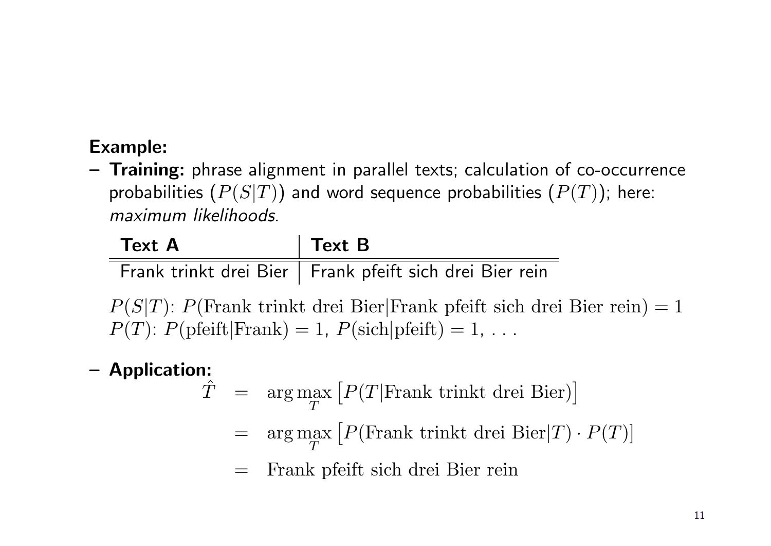**Example:**

– **Training:** phrase alignment in parallel texts; calculation of co-occurrence probabilities ($P(S|T)$) and word sequence probabilities ($P(T)$); here: *maximum likelihoods*.

| Text A | Text B |
|---|---|
| Frank trinkt drei Bier | Frank pfeift sich drei Bier rein |

$P(S|T)$: $P(\text{Frank trinkt drei Bier}|\text{Frank pfeift sich drei Bier rein}) = 1$
$P(T)$: $P(\text{pfeift}|\text{Frank}) = 1$, $P(\text{sich}|\text{pfeift}) = 1$, ...

– **Application:**

$$
\begin{aligned}
\hat{T} &= \arg\max_T \left[P(T|\text{Frank trinkt drei Bier})\right] \\
&= \arg\max_T \left[P(\text{Frank trinkt drei Bier}|T) \cdot P(T)\right] \\
&= \text{Frank pfeift sich drei Bier rein}
\end{aligned}
$$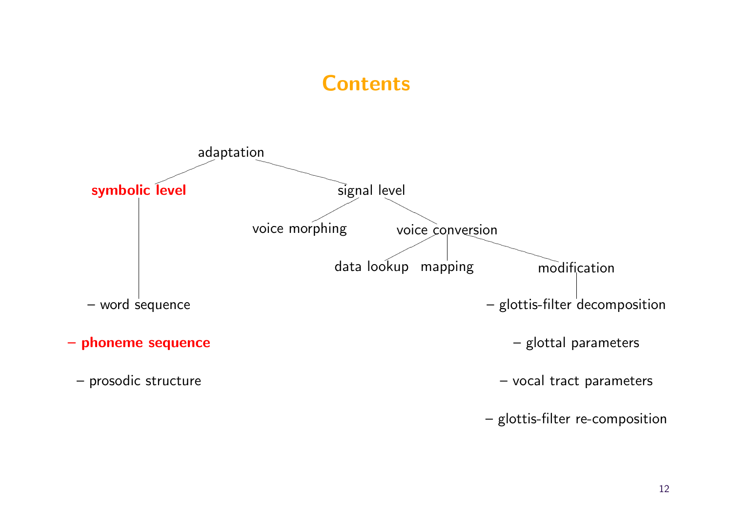# Contents

- adaptation
  - **symbolic level**
    - – word sequence
    - **– phoneme sequence**
    - – prosodic structure
  - signal level
    - voice morphing
    - voice conversion
      - data lookup
      - mapping
      - modification
        - – glottis-filter decomposition
        - – glottal parameters
        - – vocal tract parameters
        - – glottis-filter re-composition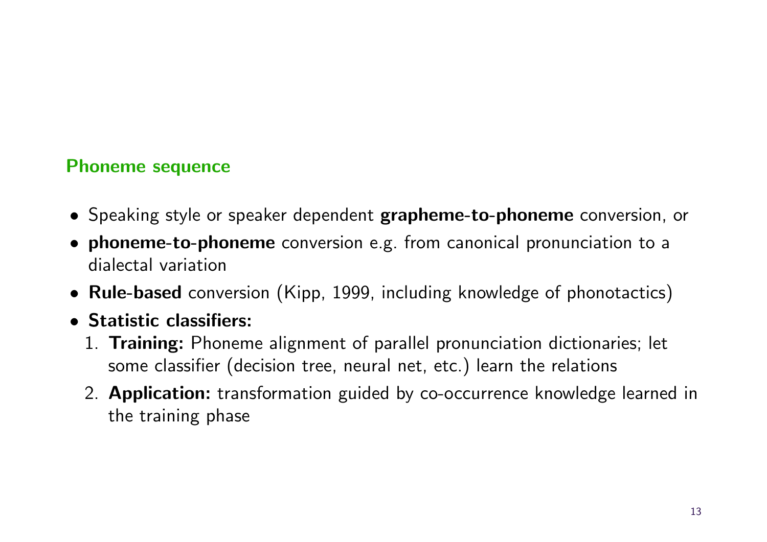## Phoneme sequence

- Speaking style or speaker dependent **grapheme-to-phoneme** conversion, or
- **phoneme-to-phoneme** conversion e.g. from canonical pronunciation to a dialectal variation
- **Rule-based** conversion (Kipp, 1999, including knowledge of phonotactics)
- **Statistic classifiers:**
  1. **Training:** Phoneme alignment of parallel pronunciation dictionaries; let some classifier (decision tree, neural net, etc.) learn the relations
  2. **Application:** transformation guided by co-occurrence knowledge learned in the training phase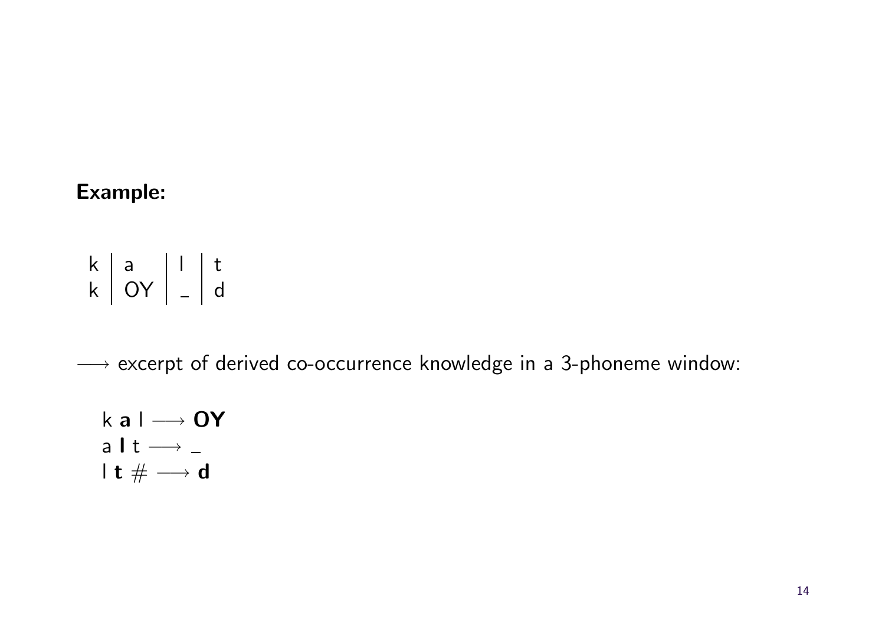**Example:**

| k | a | l | t |
|---|---|---|---|
| k | OY | _ | d |

$\longrightarrow$ excerpt of derived co-occurrence knowledge in a 3-phoneme window:

k **a** l $\longrightarrow$ **OY**
a **l** t $\longrightarrow$ _
l **t** # $\longrightarrow$ **d**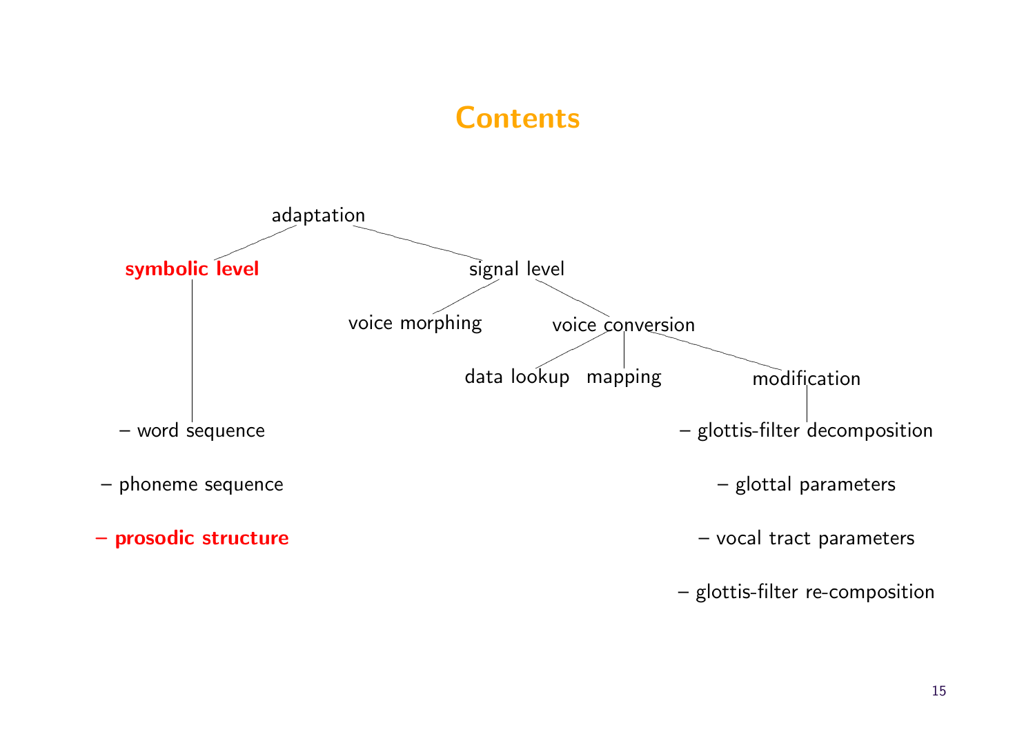# Contents

- adaptation
  - **symbolic level**
    - – word sequence
    - – phoneme sequence
    - **– prosodic structure**
  - signal level
    - voice morphing
    - voice conversion
      - data lookup
      - mapping
      - modification
        - – glottis-filter decomposition
        - – glottal parameters
        - – vocal tract parameters
        - – glottis-filter re-composition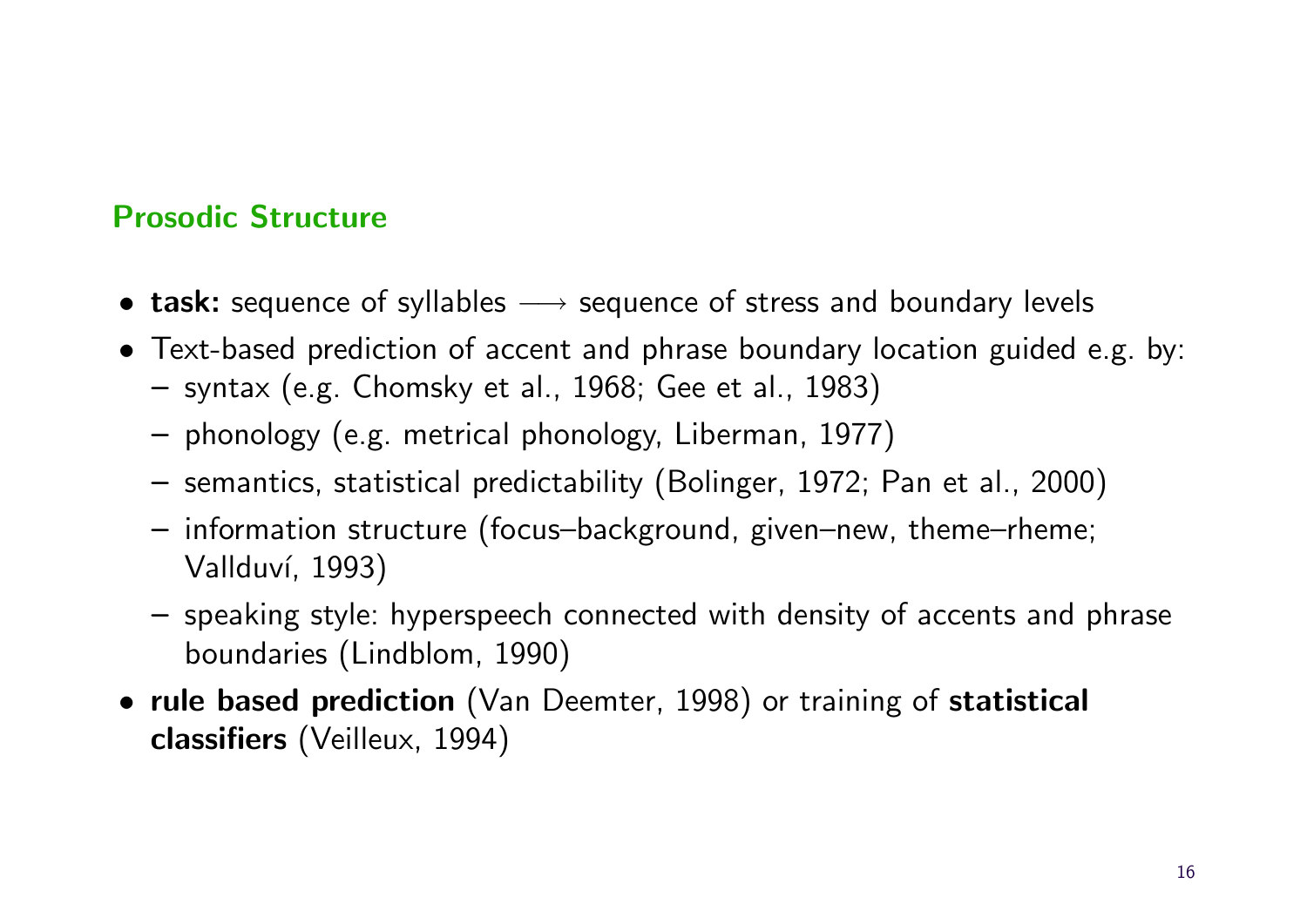## Prosodic Structure

- **task:** sequence of syllables $\longrightarrow$ sequence of stress and boundary levels
- Text-based prediction of accent and phrase boundary location guided e.g. by:
  - syntax (e.g. Chomsky et al., 1968; Gee et al., 1983)
  - phonology (e.g. metrical phonology, Liberman, 1977)
  - semantics, statistical predictability (Bolinger, 1972; Pan et al., 2000)
  - information structure (focus–background, given–new, theme–rheme; Vallduví, 1993)
  - speaking style: hyperspeech connected with density of accents and phrase boundaries (Lindblom, 1990)
- **rule based prediction** (Van Deemter, 1998) or training of **statistical classifiers** (Veilleux, 1994)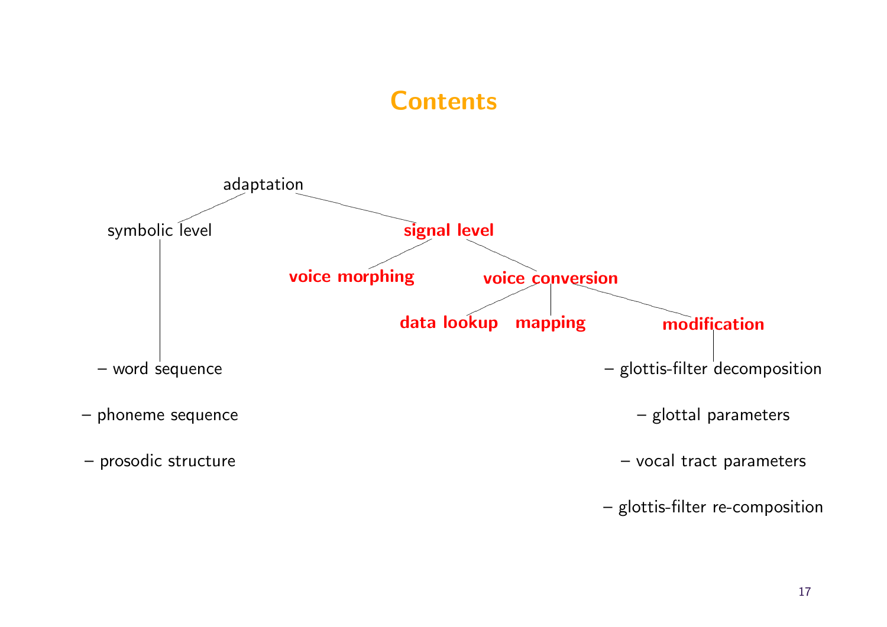# Contents

- adaptation
  - symbolic level
    - word sequence
    - phoneme sequence
    - prosodic structure
  - **signal level**
    - **voice morphing**
    - **voice conversion**
      - **data lookup**
      - **mapping**
      - **modification**
        - glottis-filter decomposition
        - glottal parameters
        - vocal tract parameters
        - glottis-filter re-composition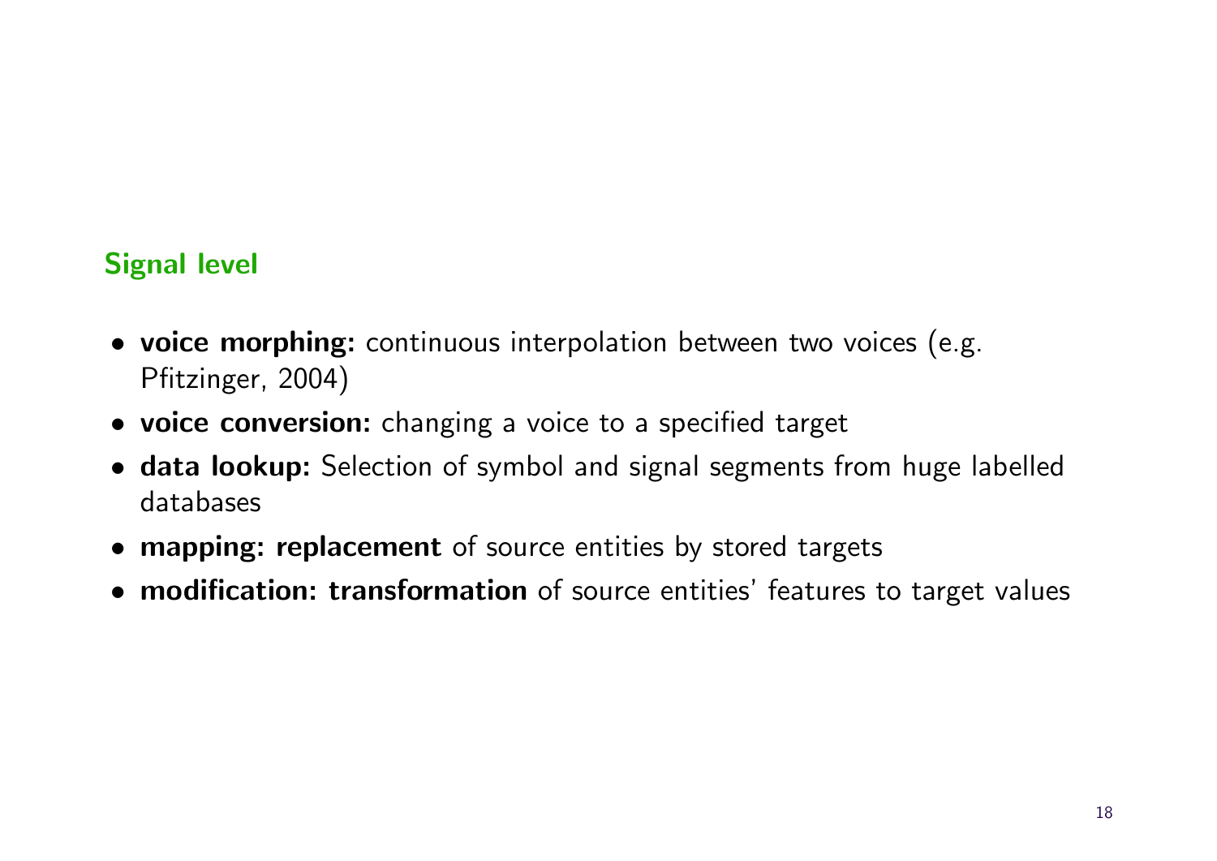## Signal level

- **voice morphing:** continuous interpolation between two voices (e.g. Pfitzinger, 2004)
- **voice conversion:** changing a voice to a specified target
- **data lookup:** Selection of symbol and signal segments from huge labelled databases
- **mapping: replacement** of source entities by stored targets
- **modification: transformation** of source entities' features to target values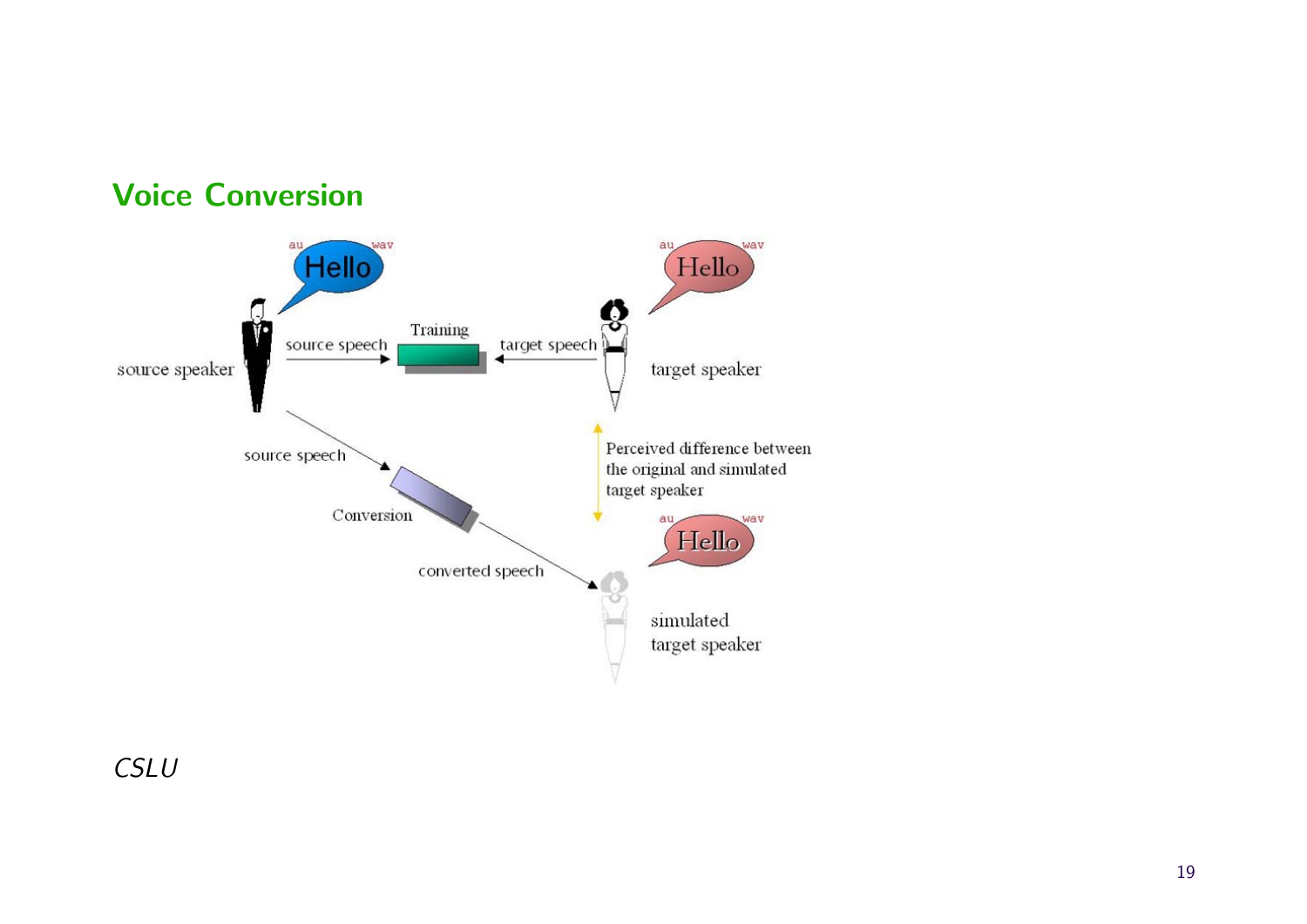## Voice Conversion

au wav
Hello

au wav
Hello

source speaker

source speech

Training

target speech

target speaker

source speech

Conversion

converted speech

Perceived difference between the original and simulated target speaker

au wav
Hello

simulated target speaker

*CSLU*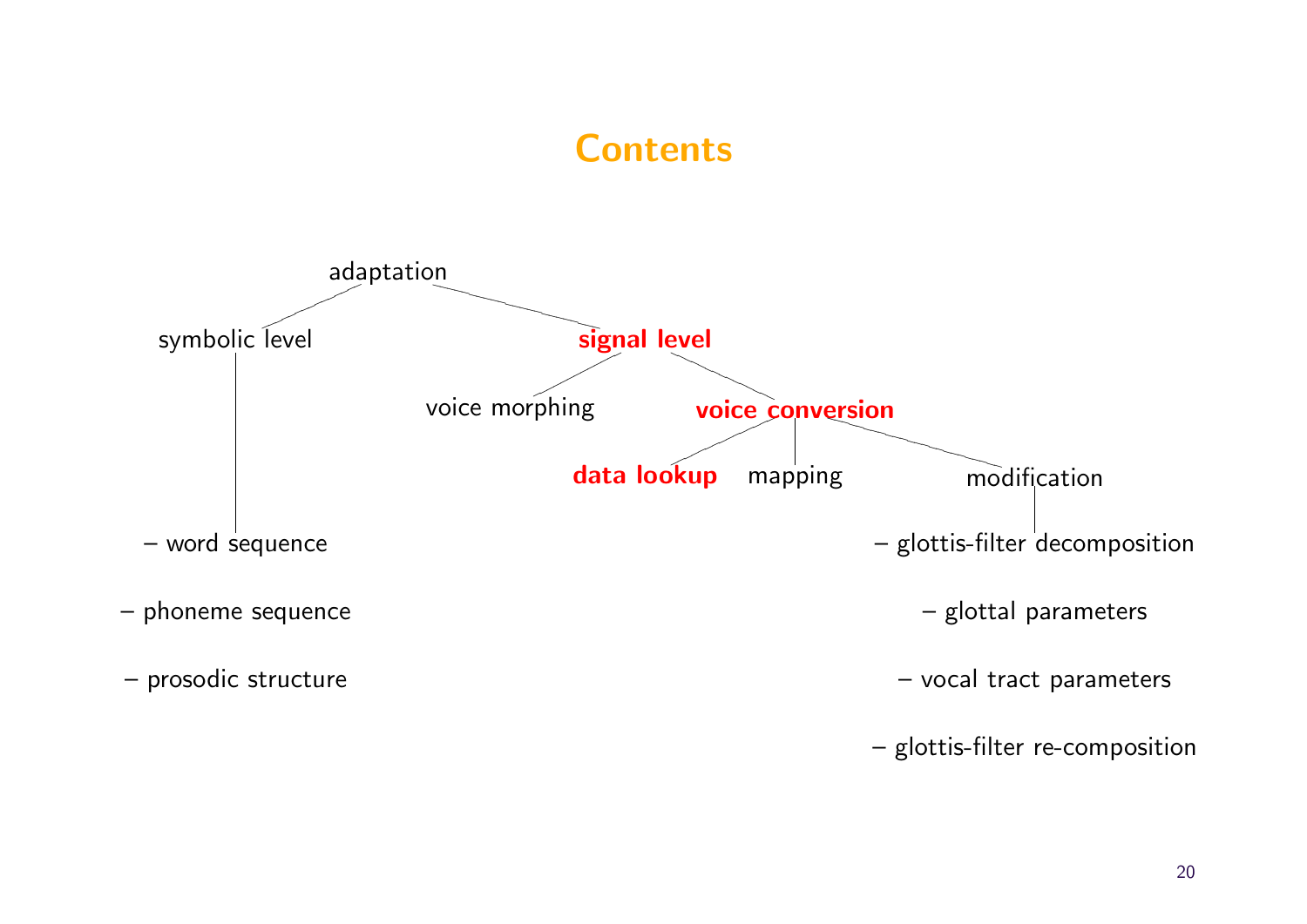# Contents

- adaptation
  - symbolic level
    - – word sequence
    - – phoneme sequence
    - – prosodic structure
  - **signal level**
    - voice morphing
    - **voice conversion**
      - **data lookup**
      - mapping
      - modification
        - – glottis-filter decomposition
        - – glottal parameters
        - – vocal tract parameters
        - – glottis-filter re-composition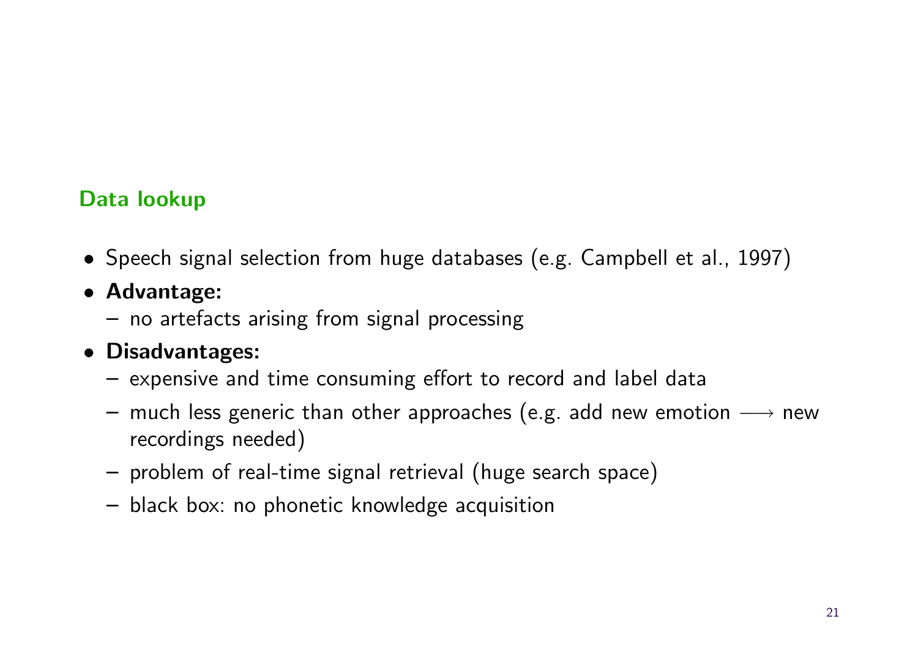## Data lookup

- Speech signal selection from huge databases (e.g. Campbell et al., 1997)
- **Advantage:**
  - no artefacts arising from signal processing
- **Disadvantages:**
  - expensive and time consuming effort to record and label data
  - much less generic than other approaches (e.g. add new emotion $\longrightarrow$ new recordings needed)
  - problem of real-time signal retrieval (huge search space)
  - black box: no phonetic knowledge acquisition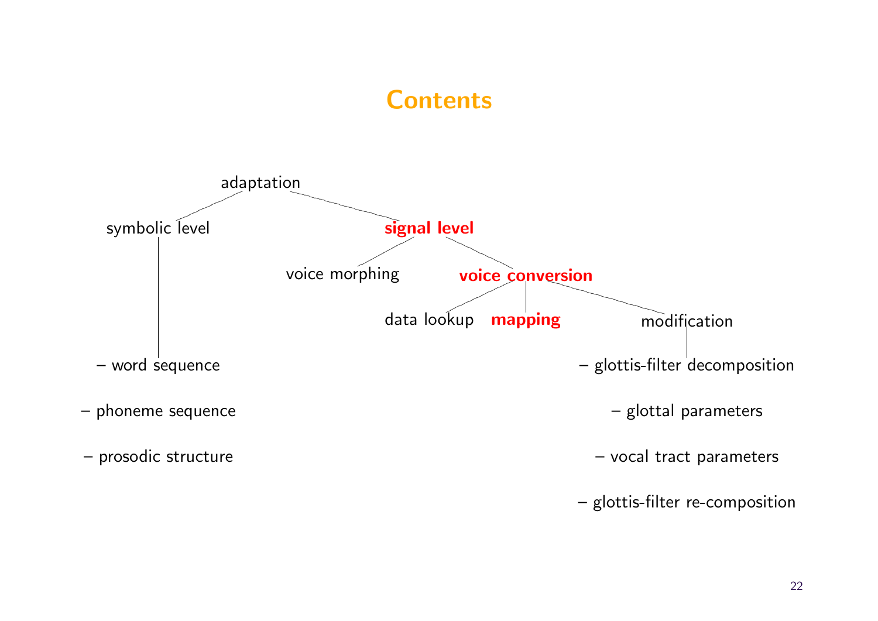# Contents

- adaptation
  - symbolic level
    - word sequence
    - phoneme sequence
    - prosodic structure
  - **signal level**
    - voice morphing
    - **voice conversion**
      - data lookup
      - **mapping**
      - modification
        - glottis-filter decomposition
        - glottal parameters
        - vocal tract parameters
        - glottis-filter re-composition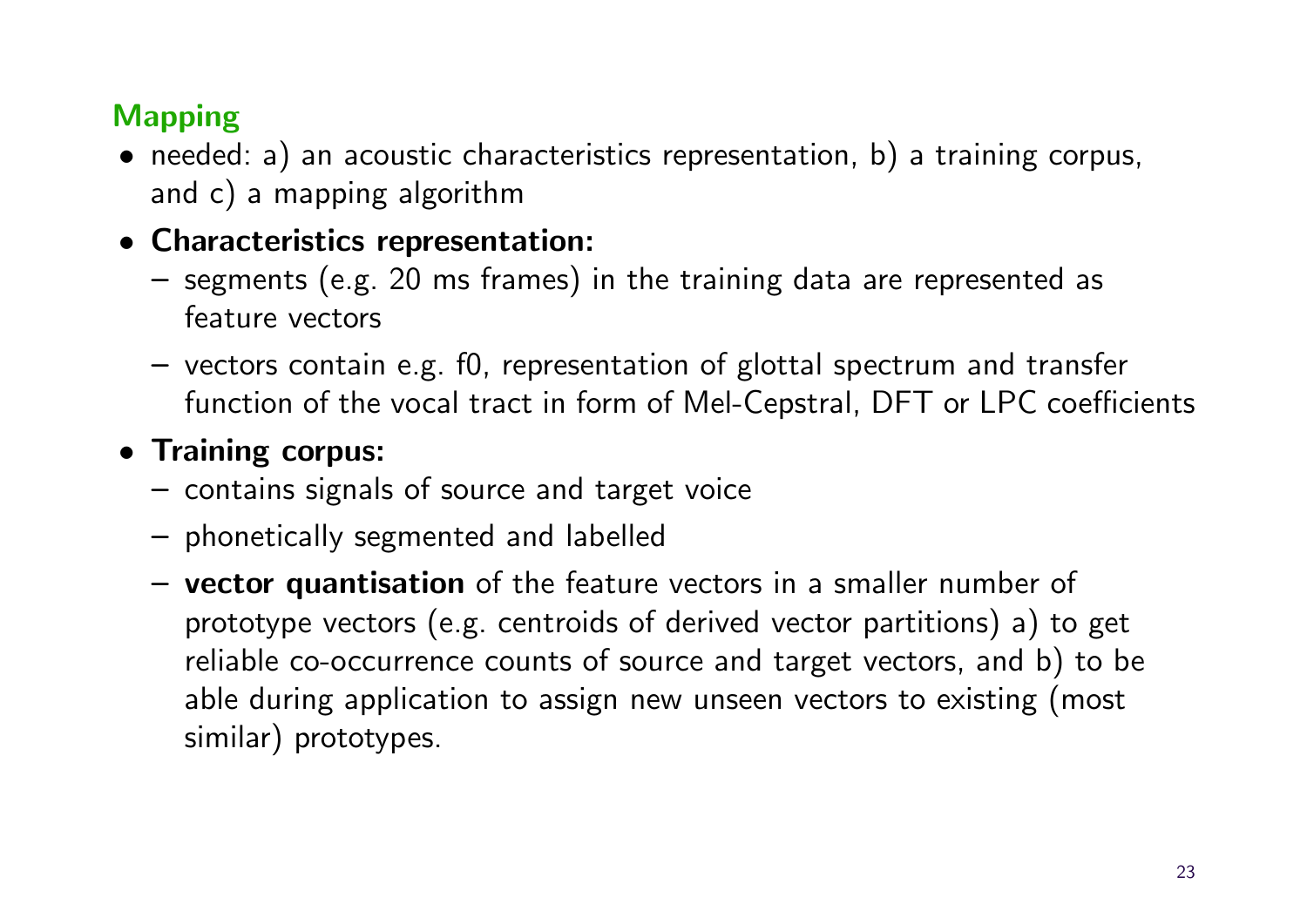## Mapping

- needed: a) an acoustic characteristics representation, b) a training corpus, and c) a mapping algorithm
- **Characteristics representation:**
  - segments (e.g. 20 ms frames) in the training data are represented as feature vectors
  - vectors contain e.g. f0, representation of glottal spectrum and transfer function of the vocal tract in form of Mel-Cepstral, DFT or LPC coefficients
- **Training corpus:**
  - contains signals of source and target voice
  - phonetically segmented and labelled
  - **vector quantisation** of the feature vectors in a smaller number of prototype vectors (e.g. centroids of derived vector partitions) a) to get reliable co-occurrence counts of source and target vectors, and b) to be able during application to assign new unseen vectors to existing (most similar) prototypes.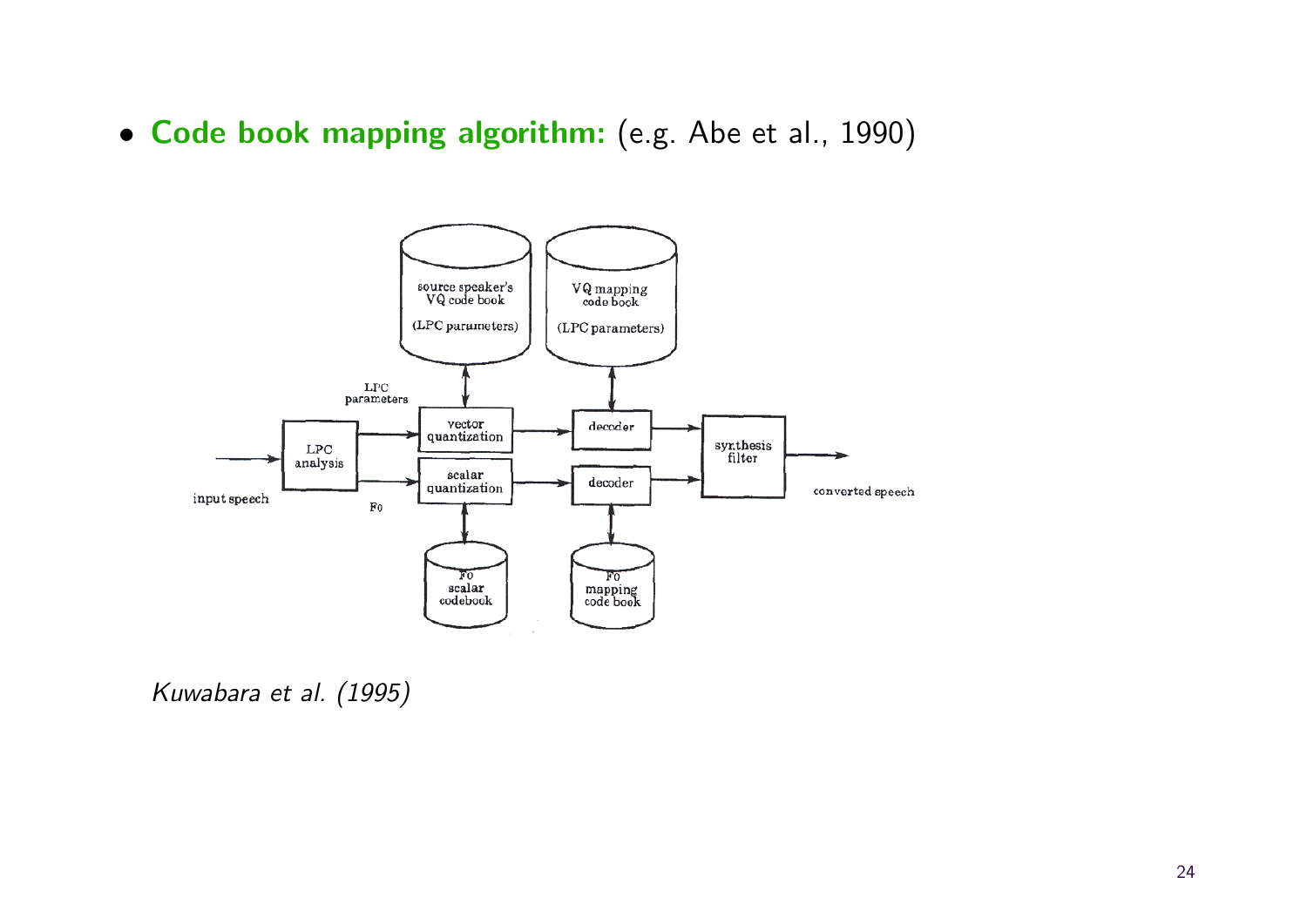- **Code book mapping algorithm:** (e.g. Abe et al., 1990)

*Kuwabara et al. (1995)*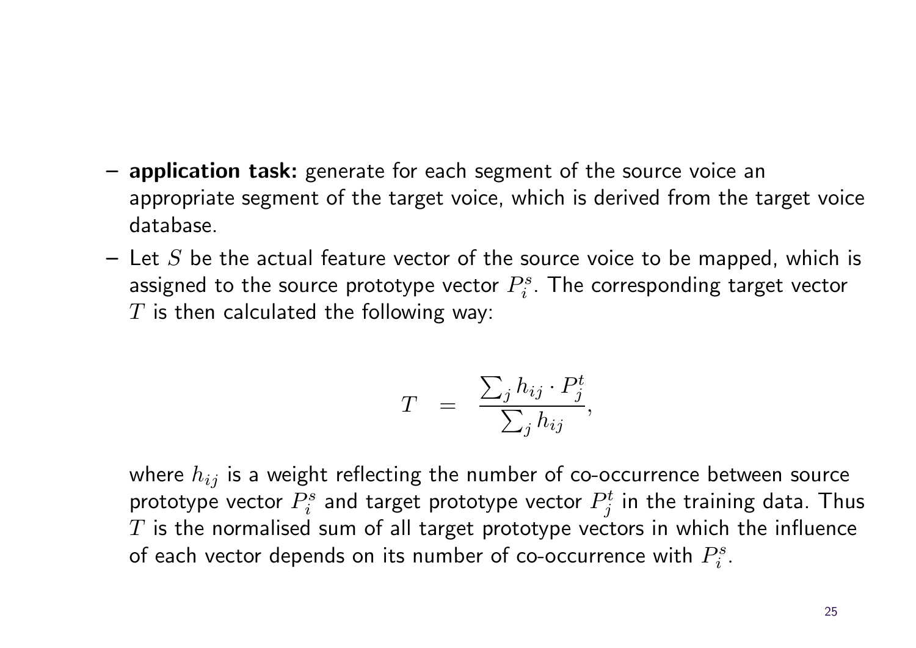- **application task:** generate for each segment of the source voice an appropriate segment of the target voice, which is derived from the target voice database.
- Let $S$ be the actual feature vector of the source voice to be mapped, which is assigned to the source prototype vector $P_i^s$. The corresponding target vector $T$ is then calculated the following way:

  $$T = \frac{\sum_j h_{ij} \cdot P_j^t}{\sum_j h_{ij}},$$

  where $h_{ij}$ is a weight reflecting the number of co-occurrence between source prototype vector $P_i^s$ and target prototype vector $P_j^t$ in the training data. Thus $T$ is the normalised sum of all target prototype vectors in which the influence of each vector depends on its number of co-occurrence with $P_i^s$.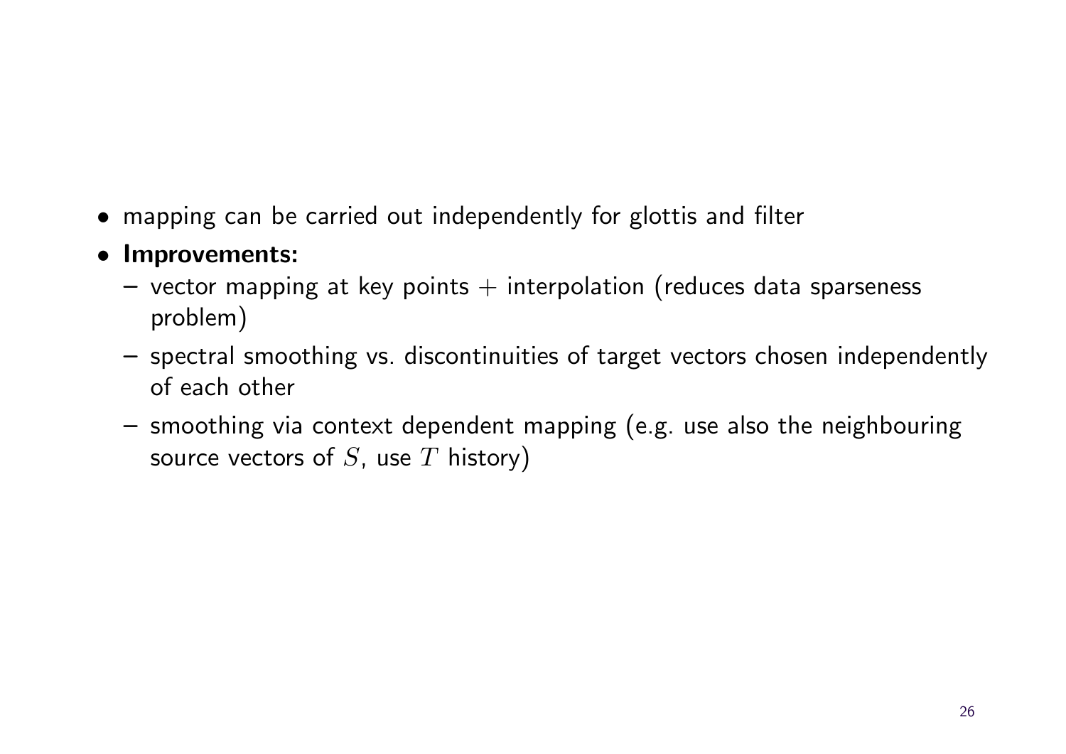- mapping can be carried out independently for glottis and filter
- **Improvements:**
  - vector mapping at key points $+$ interpolation (reduces data sparseness problem)
  - spectral smoothing vs. discontinuities of target vectors chosen independently of each other
  - smoothing via context dependent mapping (e.g. use also the neighbouring source vectors of $S$, use $T$ history)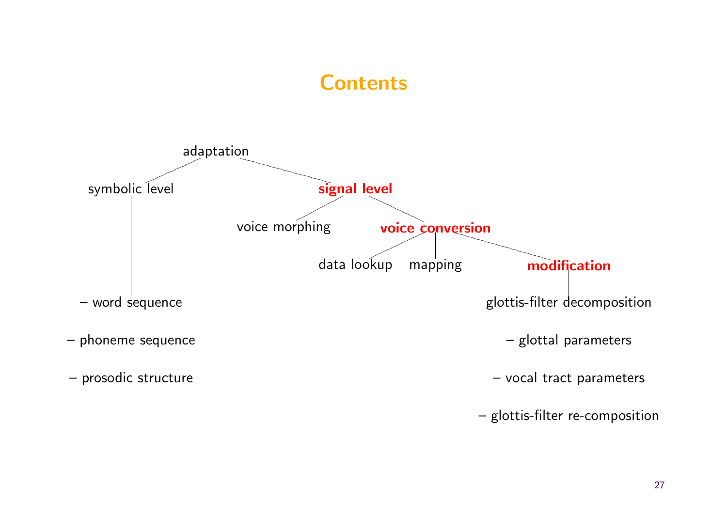# Contents

- adaptation
  - symbolic level
    - – word sequence
    - – phoneme sequence
    - – prosodic structure
  - **signal level**
    - voice morphing
    - **voice conversion**
      - data lookup
      - mapping
      - **modification**
        - glottis-filter decomposition
        - – glottal parameters
        - – vocal tract parameters
        - – glottis-filter re-composition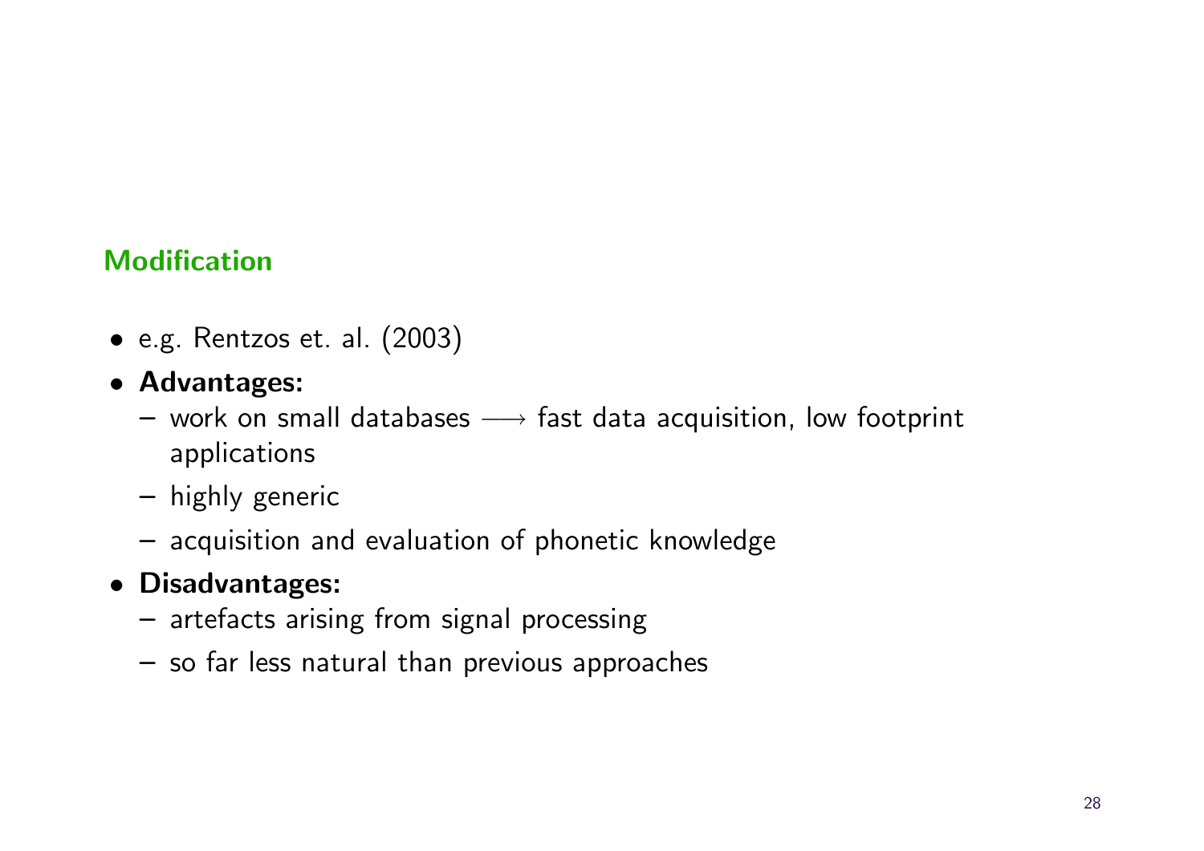## Modification

- e.g. Rentzos et. al. (2003)
- **Advantages:**
  - work on small databases $\longrightarrow$ fast data acquisition, low footprint applications
  - highly generic
  - acquisition and evaluation of phonetic knowledge
- **Disadvantages:**
  - artefacts arising from signal processing
  - so far less natural than previous approaches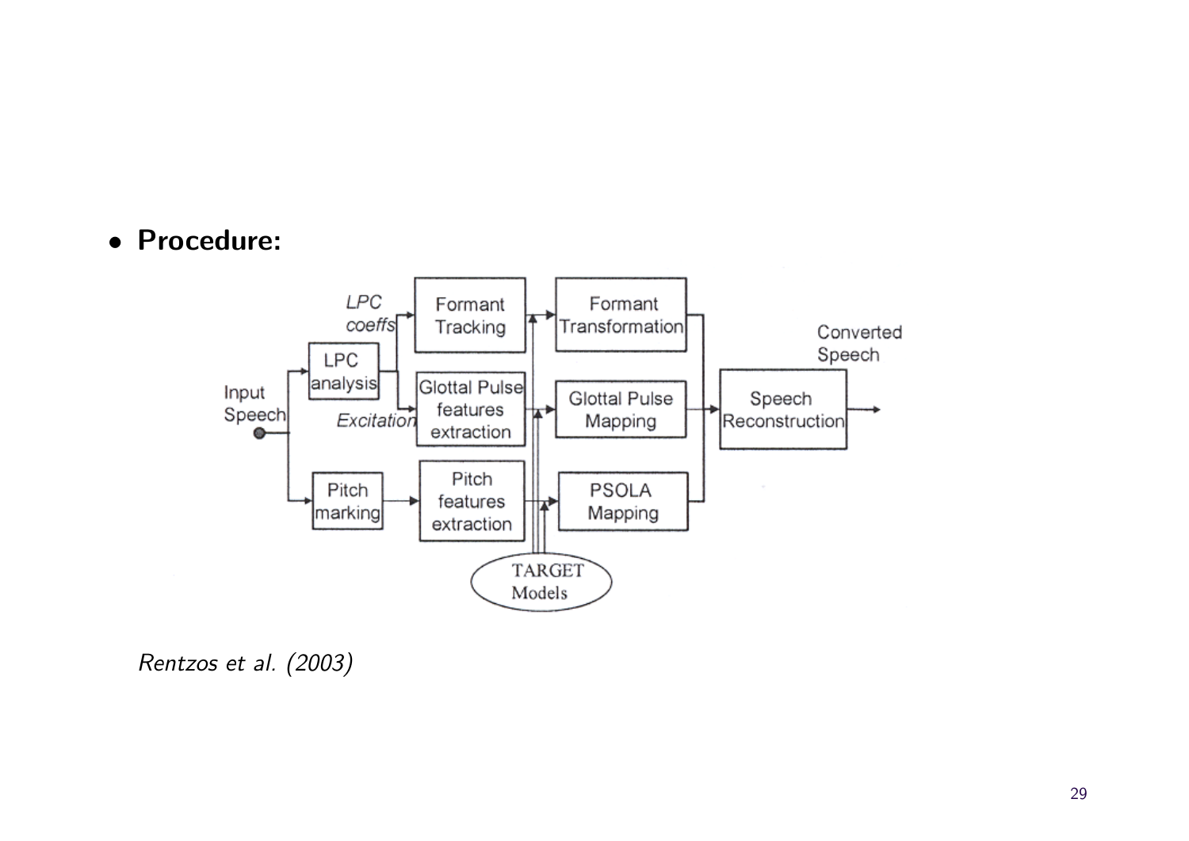- **Procedure:**

*Rentzos et al. (2003)*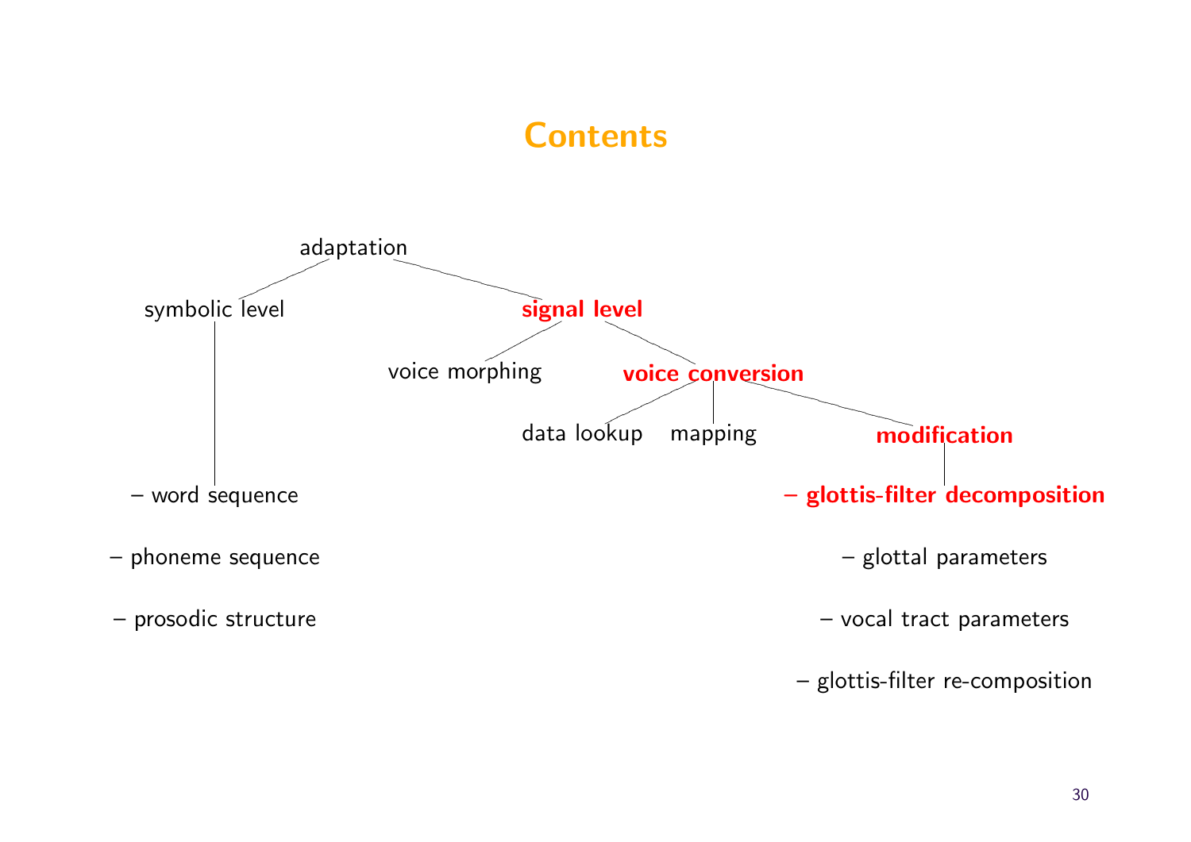# Contents

- adaptation
  - symbolic level
    - – word sequence
    - – phoneme sequence
    - – prosodic structure
  - **signal level**
    - voice morphing
    - **voice conversion**
      - data lookup
      - mapping
      - **modification**
        - **– glottis-filter decomposition**
        - – glottal parameters
        - – vocal tract parameters
        - – glottis-filter re-composition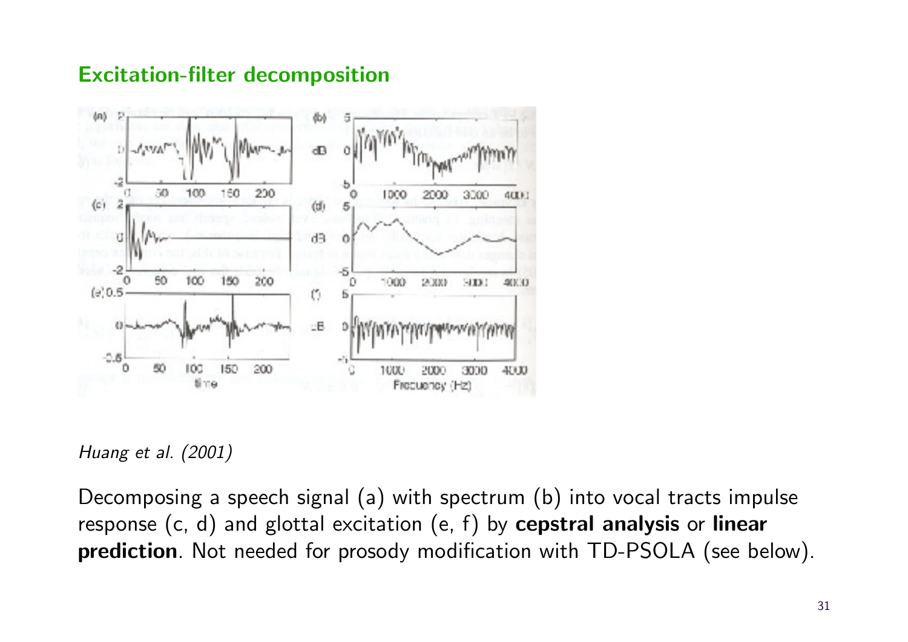## Excitation-filter decomposition

*Huang et al. (2001)*

Decomposing a speech signal (a) with spectrum (b) into vocal tracts impulse response (c, d) and glottal excitation (e, f) by **cepstral analysis** or **linear prediction**. Not needed for prosody modification with TD-PSOLA (see below).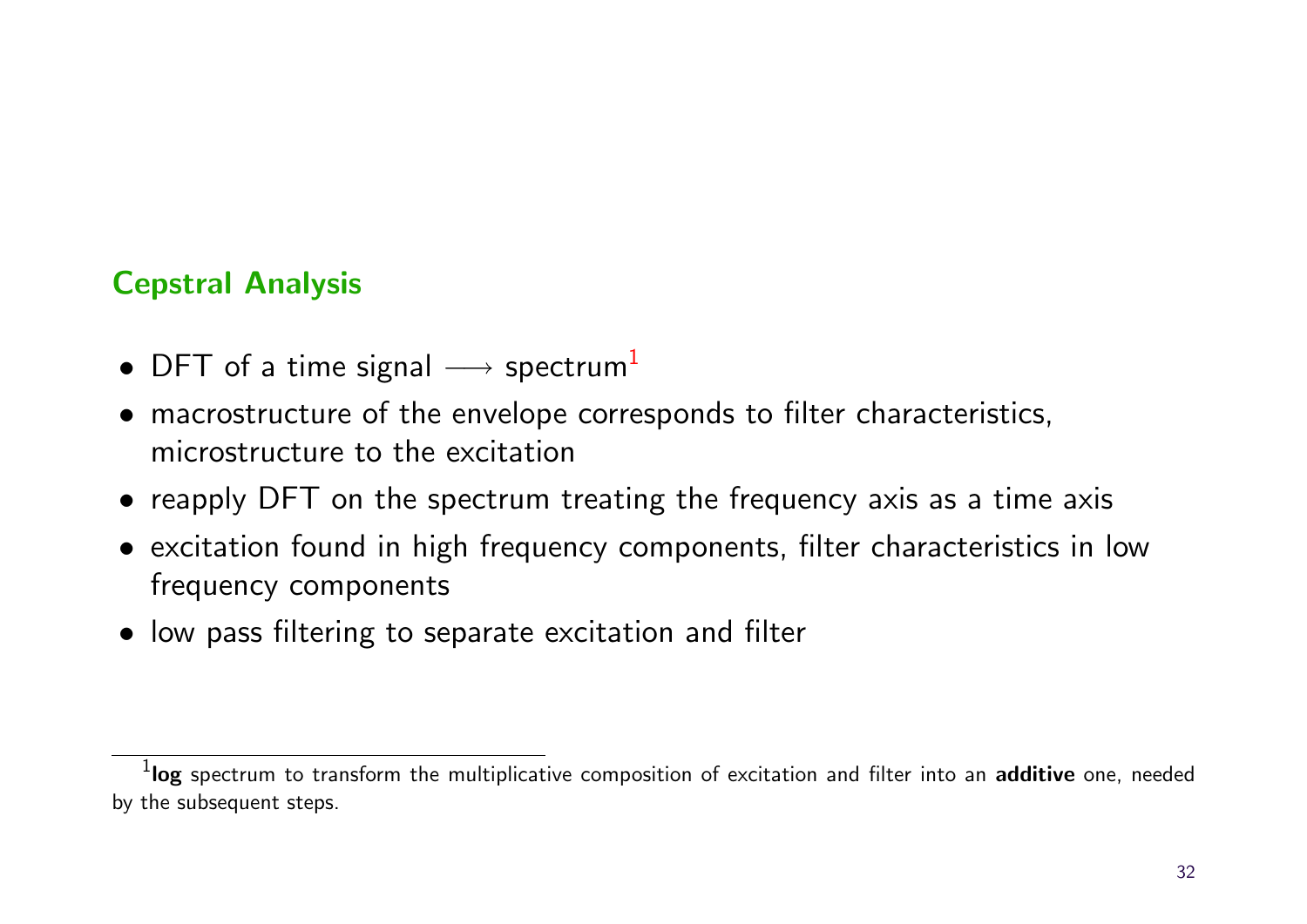## Cepstral Analysis

- DFT of a time signal $\longrightarrow$ spectrum[1]
- macrostructure of the envelope corresponds to filter characteristics, microstructure to the excitation
- reapply DFT on the spectrum treating the frequency axis as a time axis
- excitation found in high frequency components, filter characteristics in low frequency components
- low pass filtering to separate excitation and filter

[1] **log** spectrum to transform the multiplicative composition of excitation and filter into an **additive** one, needed by the subsequent steps.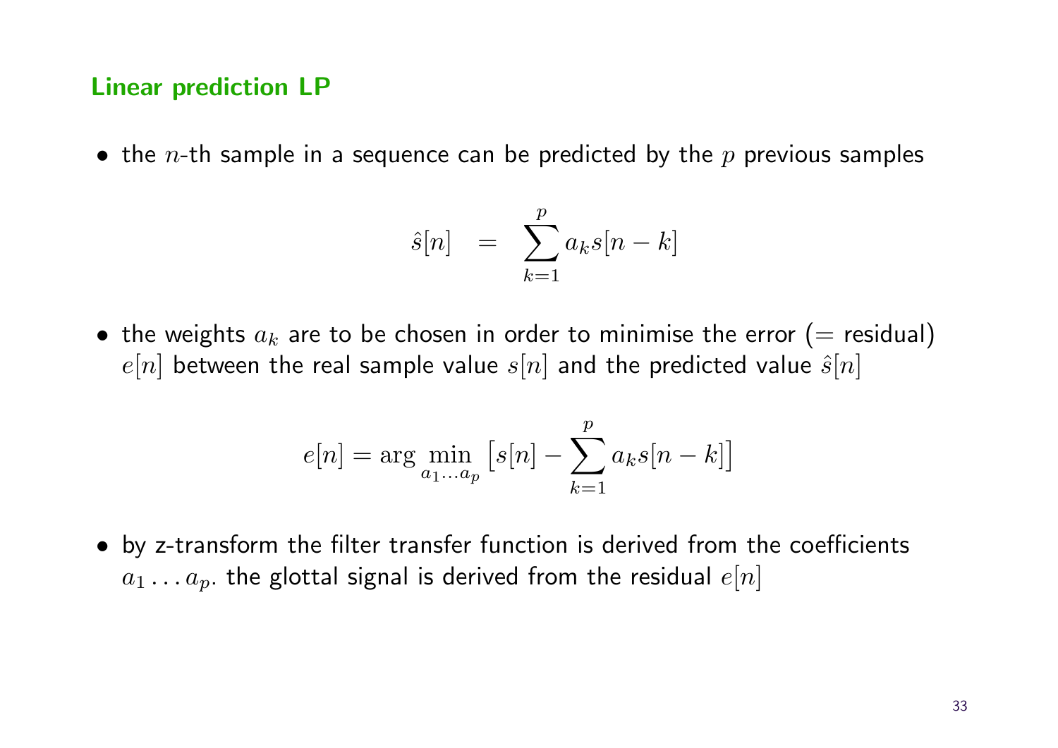## Linear prediction LP

- the $n$-th sample in a sequence can be predicted by the $p$ previous samples

$$\hat{s}[n] \quad = \quad \sum_{k=1}^{p} a_k s[n-k]$$

- the weights $a_k$ are to be chosen in order to minimise the error (= residual) $e[n]$ between the real sample value $s[n]$ and the predicted value $\hat{s}[n]$

$$e[n] = \arg \min_{a_1 \dots a_p} \left[ s[n] - \sum_{k=1}^{p} a_k s[n-k] \right]$$

- by z-transform the filter transfer function is derived from the coefficients $a_1 \dots a_p$. the glottal signal is derived from the residual $e[n]$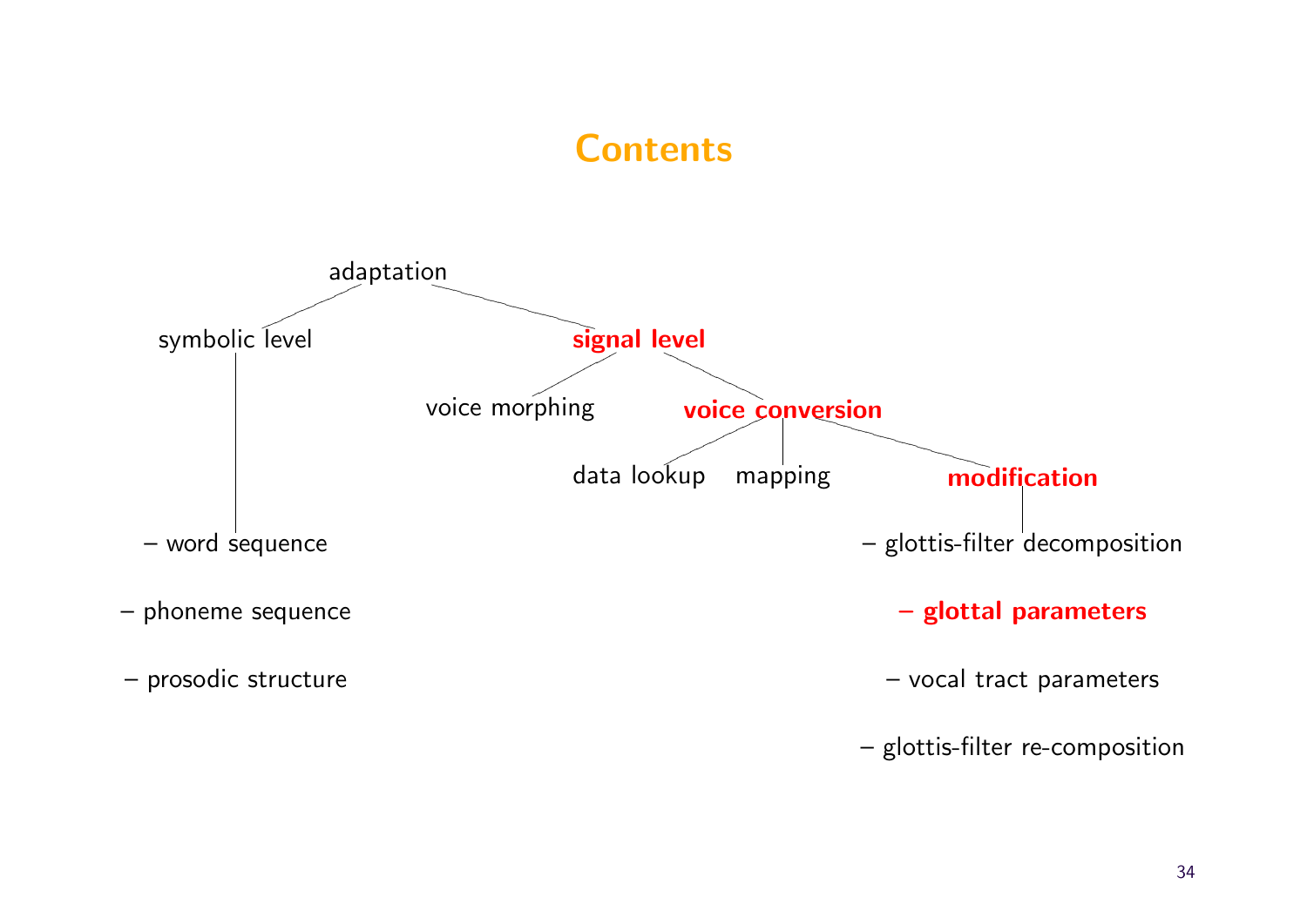# Contents

- adaptation
  - symbolic level
    - – word sequence
    - – phoneme sequence
    - – prosodic structure
  - **signal level**
    - voice morphing
    - **voice conversion**
      - data lookup
      - mapping
      - **modification**
        - – glottis-filter decomposition
        - **– glottal parameters**
        - – vocal tract parameters
        - – glottis-filter re-composition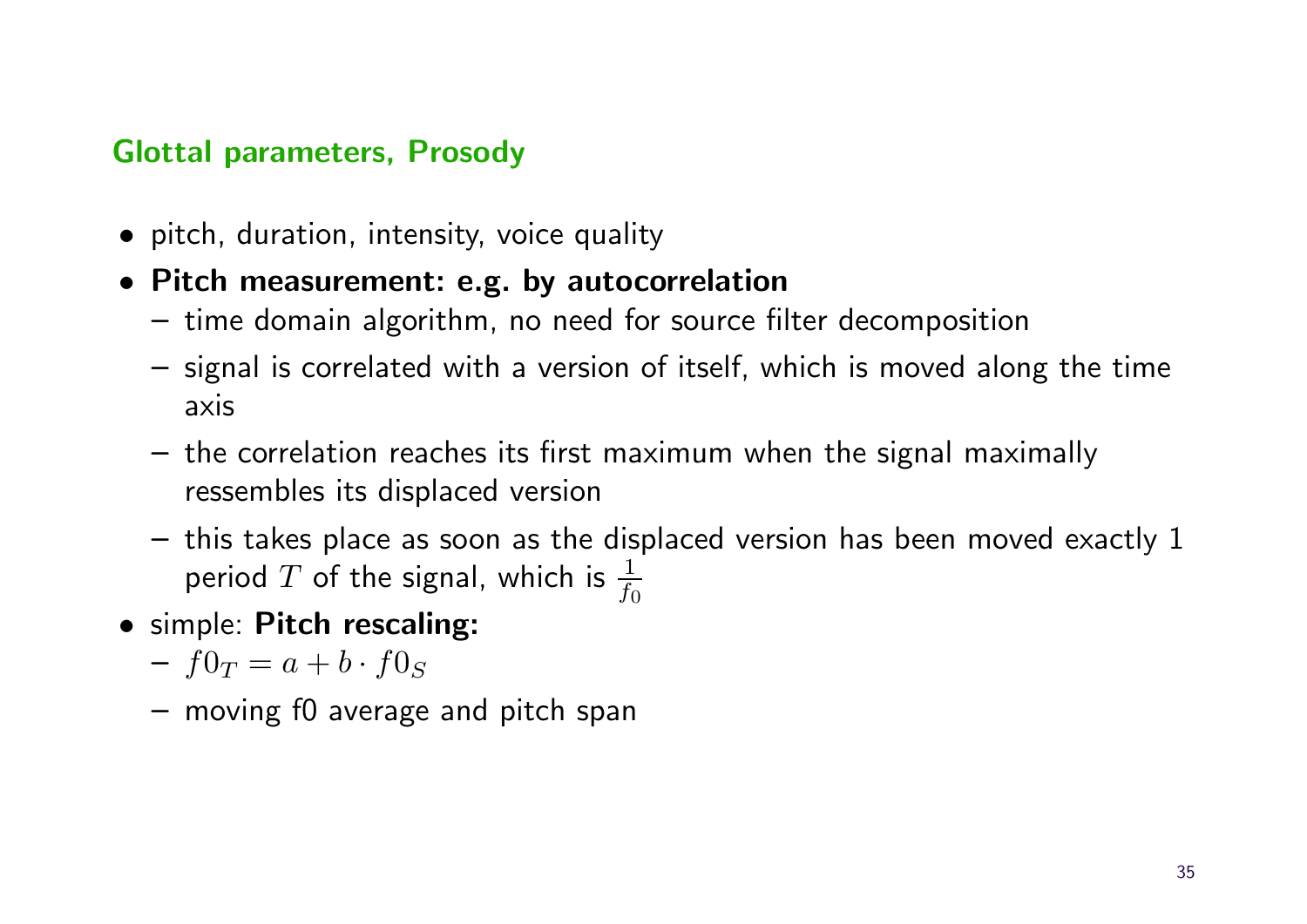## Glottal parameters, Prosody

- pitch, duration, intensity, voice quality
- **Pitch measurement: e.g. by autocorrelation**
  - time domain algorithm, no need for source filter decomposition
  - signal is correlated with a version of itself, which is moved along the time axis
  - the correlation reaches its first maximum when the signal maximally ressembles its displaced version
  - this takes place as soon as the displaced version has been moved exactly 1 period $T$ of the signal, which is $\frac{1}{f_0}$
- simple: **Pitch rescaling:**
  - $f0_T = a + b \cdot f0_S$
  - moving f0 average and pitch span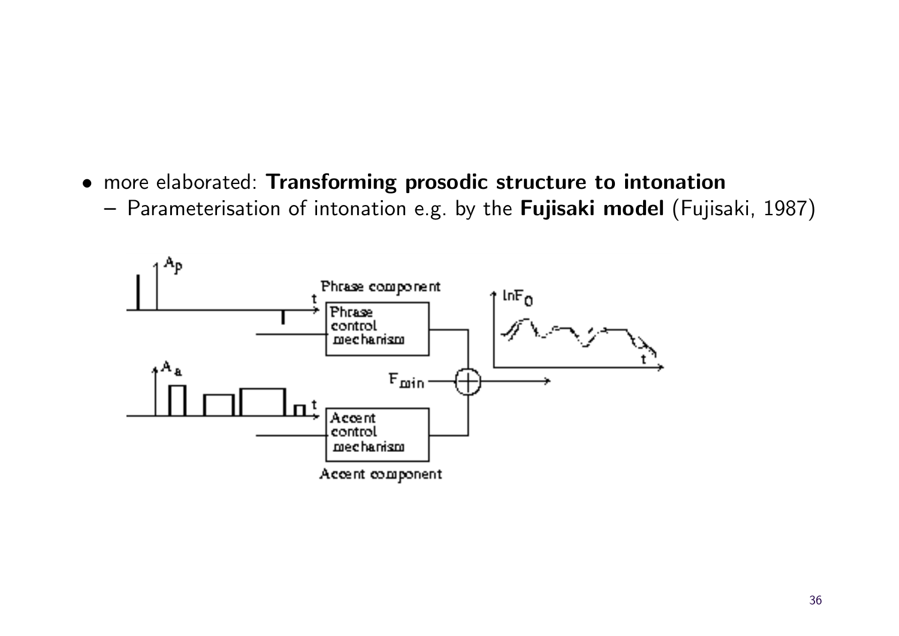- more elaborated: **Transforming prosodic structure to intonation**
  - Parameterisation of intonation e.g. by the **Fujisaki model** (Fujisaki, 1987)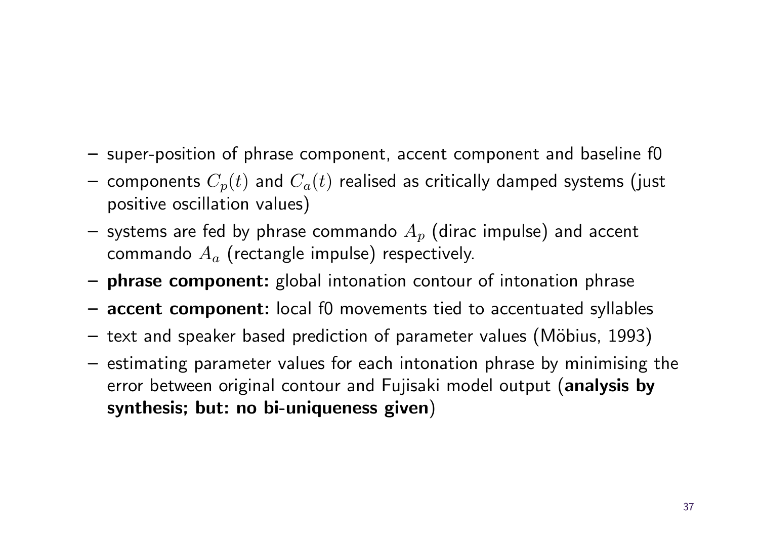- super-position of phrase component, accent component and baseline f0
- components $C_p(t)$ and $C_a(t)$ realised as critically damped systems (just positive oscillation values)
- systems are fed by phrase commando $A_p$ (dirac impulse) and accent commando $A_a$ (rectangle impulse) respectively.
- **phrase component:** global intonation contour of intonation phrase
- **accent component:** local f0 movements tied to accentuated syllables
- text and speaker based prediction of parameter values (Möbius, 1993)
- estimating parameter values for each intonation phrase by minimising the error between original contour and Fujisaki model output (**analysis by synthesis; but: no bi-uniqueness given**)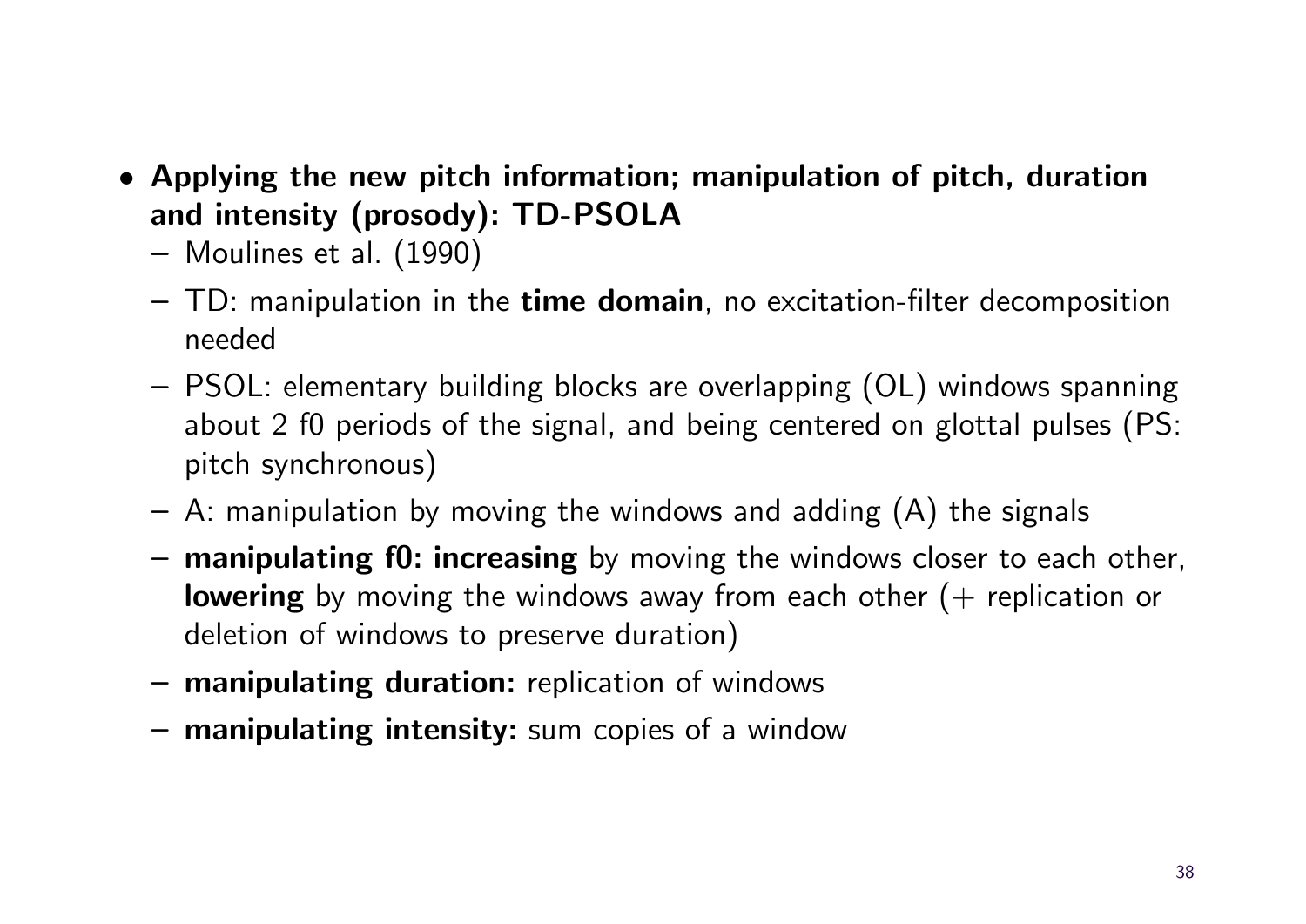- **Applying the new pitch information; manipulation of pitch, duration and intensity (prosody): TD-PSOLA**
  - Moulines et al. (1990)
  - TD: manipulation in the **time domain**, no excitation-filter decomposition needed
  - PSOL: elementary building blocks are overlapping (OL) windows spanning about 2 f0 periods of the signal, and being centered on glottal pulses (PS: pitch synchronous)
  - A: manipulation by moving the windows and adding (A) the signals
  - **manipulating f0: increasing** by moving the windows closer to each other, **lowering** by moving the windows away from each other (+ replication or deletion of windows to preserve duration)
  - **manipulating duration:** replication of windows
  - **manipulating intensity:** sum copies of a window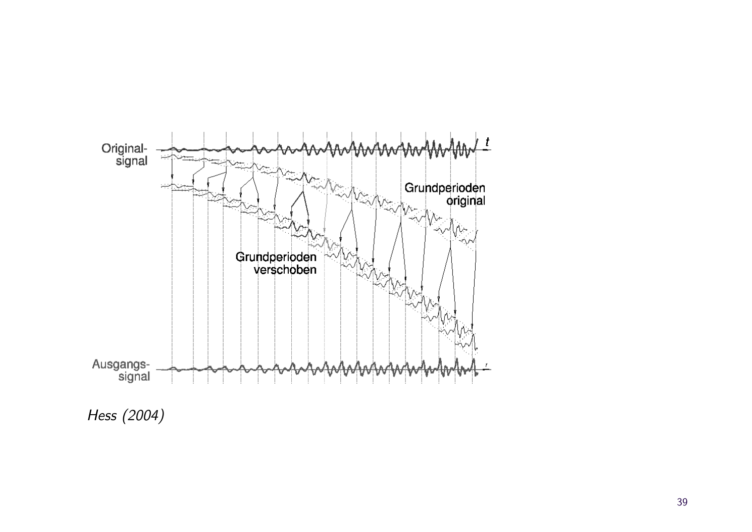Original-signal

Grundperioden original

Grundperioden verschoben

Ausgangs-signal

*Hess (2004)*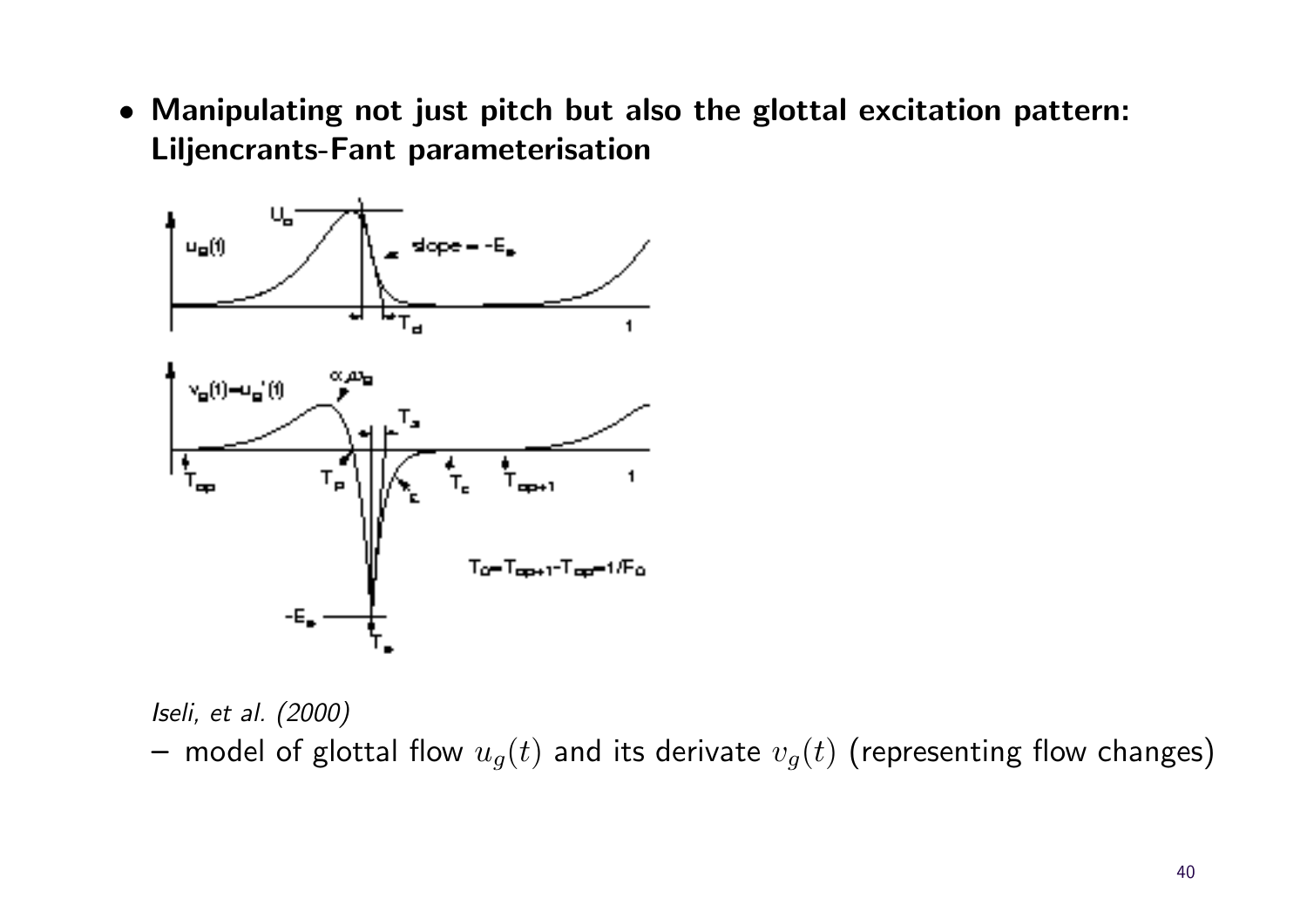- **Manipulating not just pitch but also the glottal excitation pattern: Liljencrants-Fant parameterisation**

*Iseli, et al. (2000)*

– model of glottal flow $u_g(t)$ and its derivate $v_g(t)$ (representing flow changes)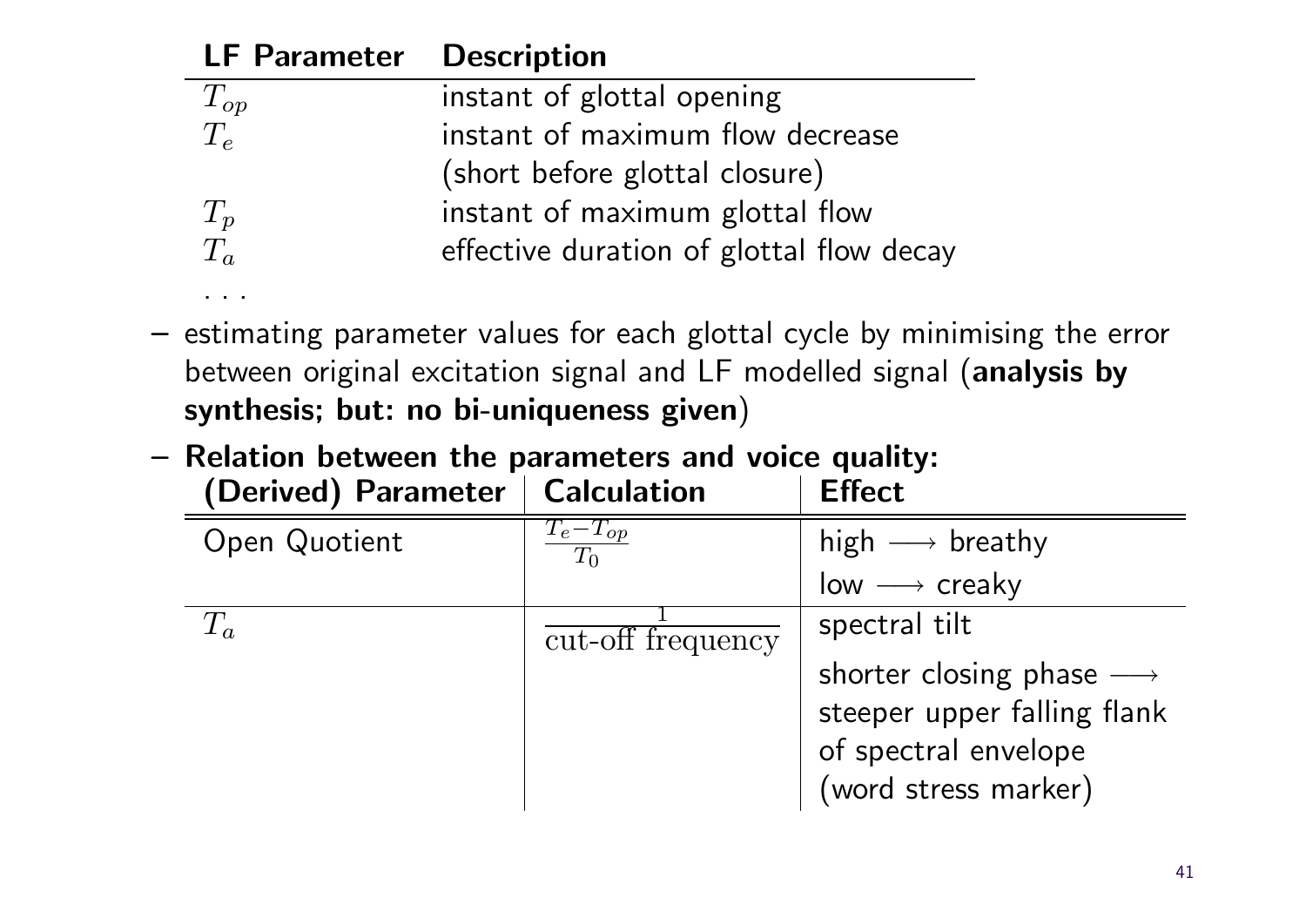| LF Parameter | Description |
|---|---|
| $T_{op}$ | instant of glottal opening |
| $T_e$ | instant of maximum flow decrease (short before glottal closure) |
| $T_p$ | instant of maximum glottal flow |
| $T_a$ | effective duration of glottal flow decay |
| . . . | |

- estimating parameter values for each glottal cycle by minimising the error between original excitation signal and LF modelled signal (**analysis by synthesis; but: no bi-uniqueness given**)
- **Relation between the parameters and voice quality:**

| (Derived) Parameter | Calculation | Effect |
|---|---|---|
| Open Quotient | $\frac{T_e - T_{op}}{T_0}$ | high ⟶ breathy<br>low ⟶ creaky |
| $T_a$ | $\frac{1}{\text{cut-off frequency}}$ | spectral tilt<br>shorter closing phase ⟶ steeper upper falling flank of spectral envelope (word stress marker) |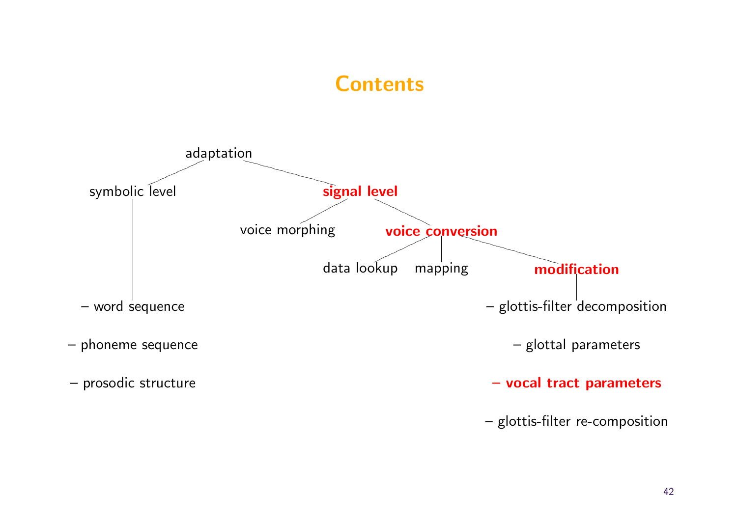# Contents

- adaptation
  - symbolic level
    - word sequence
    - phoneme sequence
    - prosodic structure
  - **signal level**
    - voice morphing
    - **voice conversion**
      - data lookup
      - mapping
      - **modification**
        - glottis-filter decomposition
        - glottal parameters
        - **vocal tract parameters**
        - glottis-filter re-composition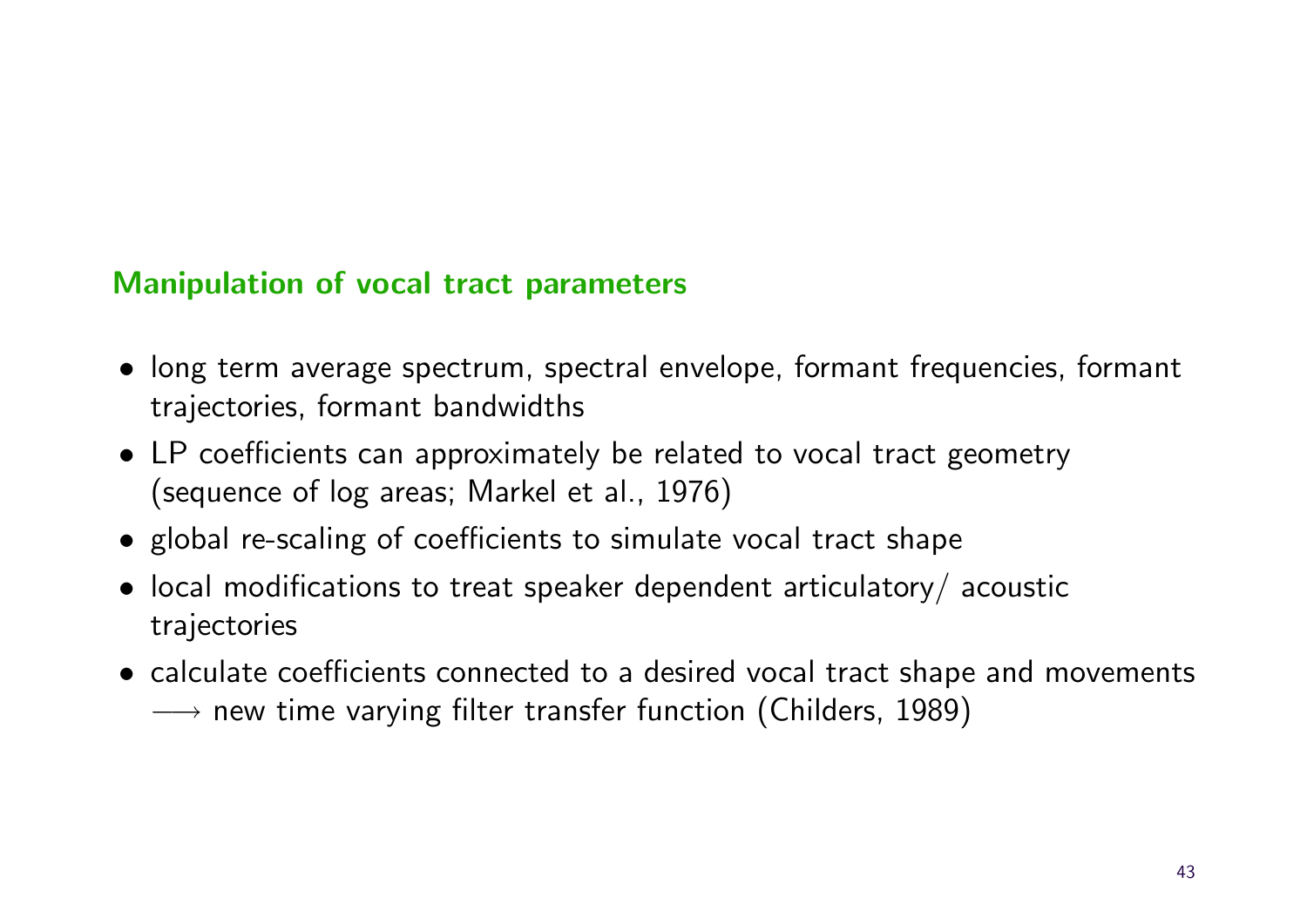## Manipulation of vocal tract parameters

- long term average spectrum, spectral envelope, formant frequencies, formant trajectories, formant bandwidths
- LP coefficients can approximately be related to vocal tract geometry (sequence of log areas; Markel et al., 1976)
- global re-scaling of coefficients to simulate vocal tract shape
- local modifications to treat speaker dependent articulatory/ acoustic trajectories
- calculate coefficients connected to a desired vocal tract shape and movements $\longrightarrow$ new time varying filter transfer function (Childers, 1989)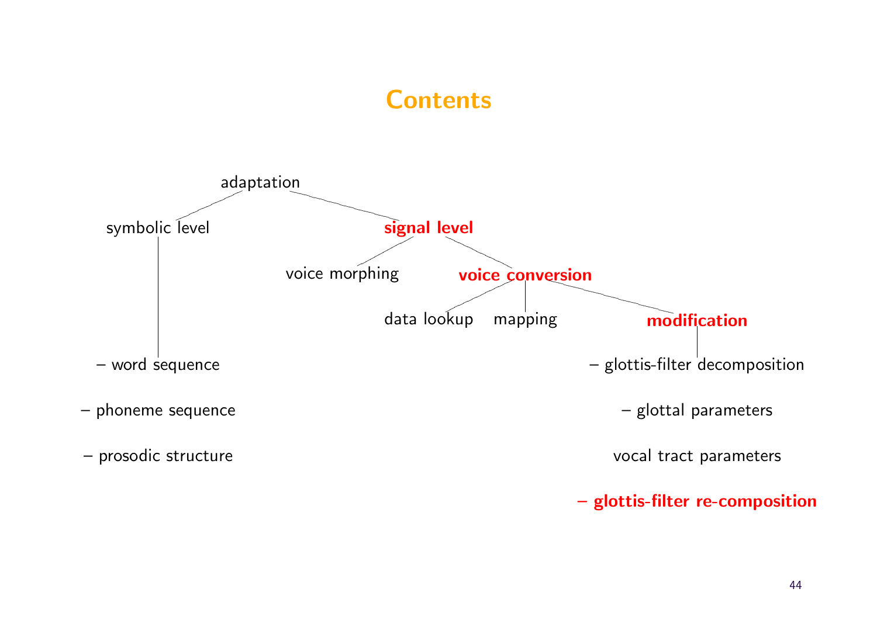# Contents

- adaptation
  - symbolic level
    - – word sequence
    - – phoneme sequence
    - – prosodic structure
  - **signal level**
    - voice morphing
    - **voice conversion**
      - data lookup
      - mapping
      - **modification**
        - – glottis-filter decomposition
        - – glottal parameters
        - vocal tract parameters
        - **– glottis-filter re-composition**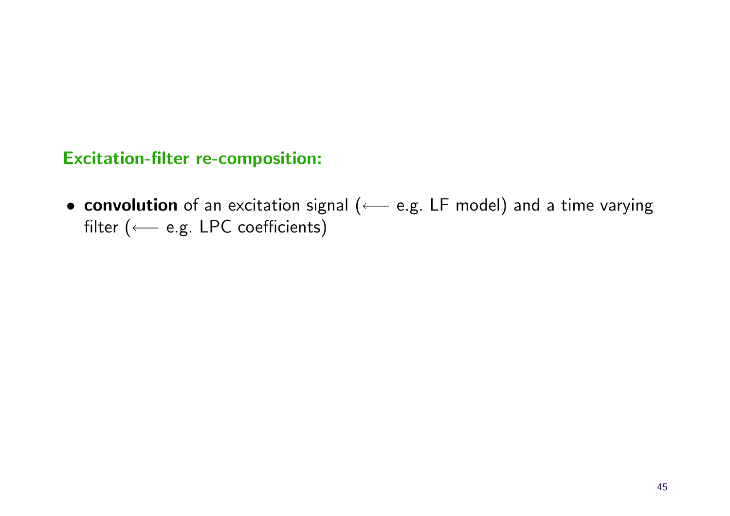### Excitation-filter re-composition:

- **convolution** of an excitation signal ($\longleftarrow$ e.g. LF model) and a time varying filter ($\longleftarrow$ e.g. LPC coefficients)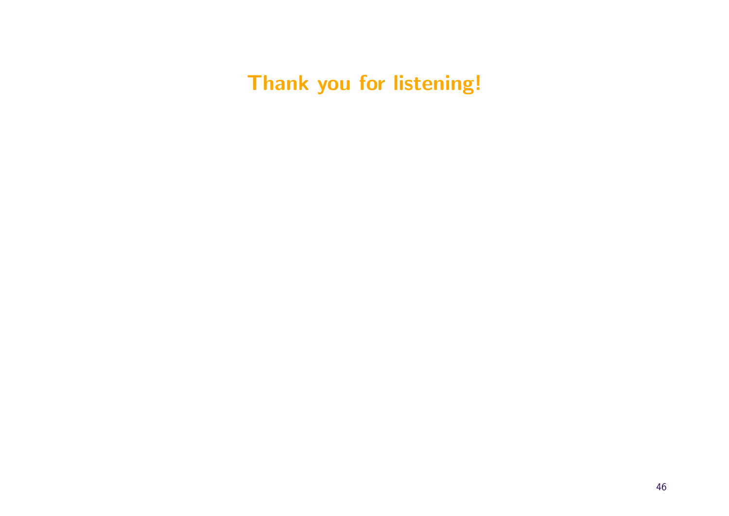# Thank you for listening!